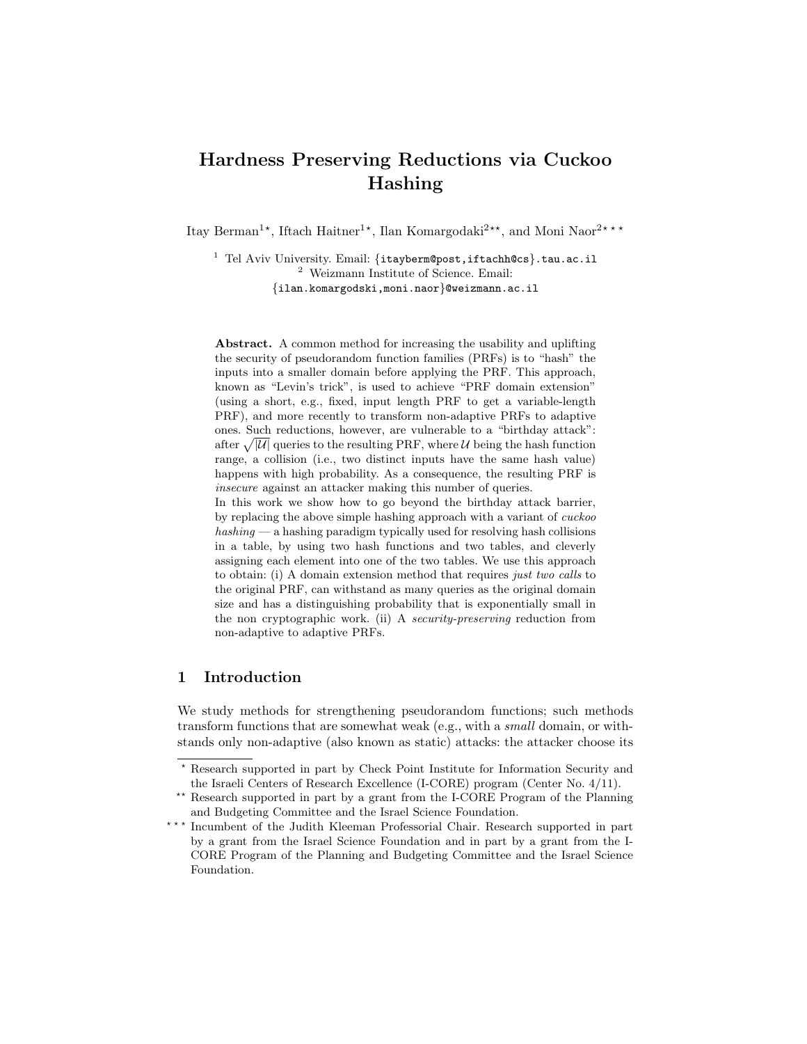# Hardness Preserving Reductions via Cuckoo Hashing

Itay Berman[1*], Iftach Haitner[1*], Ilan Komargodski[2**], and Moni Naor[2***]

[1] Tel Aviv University. Email: {itayberm@post,iftachh@cs}.tau.ac.il
[2] Weizmann Institute of Science. Email: {ilan.komargodski,moni.naor}@weizmann.ac.il

**Abstract.** A common method for increasing the usability and uplifting the security of pseudorandom function families (PRFs) is to "hash" the inputs into a smaller domain before applying the PRF. This approach, known as "Levin's trick", is used to achieve "PRF domain extension" (using a short, e.g., fixed, input length PRF to get a variable-length PRF), and more recently to transform non-adaptive PRFs to adaptive ones. Such reductions, however, are vulnerable to a "birthday attack": after $\sqrt{|\mathcal{U}|}$ queries to the resulting PRF, where $\mathcal{U}$ being the hash function range, a collision (i.e., two distinct inputs have the same hash value) happens with high probability. As a consequence, the resulting PRF is *insecure* against an attacker making this number of queries.

In this work we show how to go beyond the birthday attack barrier, by replacing the above simple hashing approach with a variant of *cuckoo hashing* — a hashing paradigm typically used for resolving hash collisions in a table, by using two hash functions and two tables, and cleverly assigning each element into one of the two tables. We use this approach to obtain: (i) A domain extension method that requires *just two calls* to the original PRF, can withstand as many queries as the original domain size and has a distinguishing probability that is exponentially small in the non cryptographic work. (ii) A *security-preserving* reduction from non-adaptive to adaptive PRFs.

## 1 Introduction

We study methods for strengthening pseudorandom functions; such methods transform functions that are somewhat weak (e.g., with a *small* domain, or withstands only non-adaptive (also known as static) attacks: the attacker choose its

[*] Research supported in part by Check Point Institute for Information Security and the Israeli Centers of Research Excellence (I-CORE) program (Center No. 4/11).

[**] Research supported in part by a grant from the I-CORE Program of the Planning and Budgeting Committee and the Israel Science Foundation.

[***] Incumbent of the Judith Kleeman Professorial Chair. Research supported in part by a grant from the Israel Science Foundation and in part by a grant from the I-CORE Program of the Planning and Budgeting Committee and the Israel Science Foundation.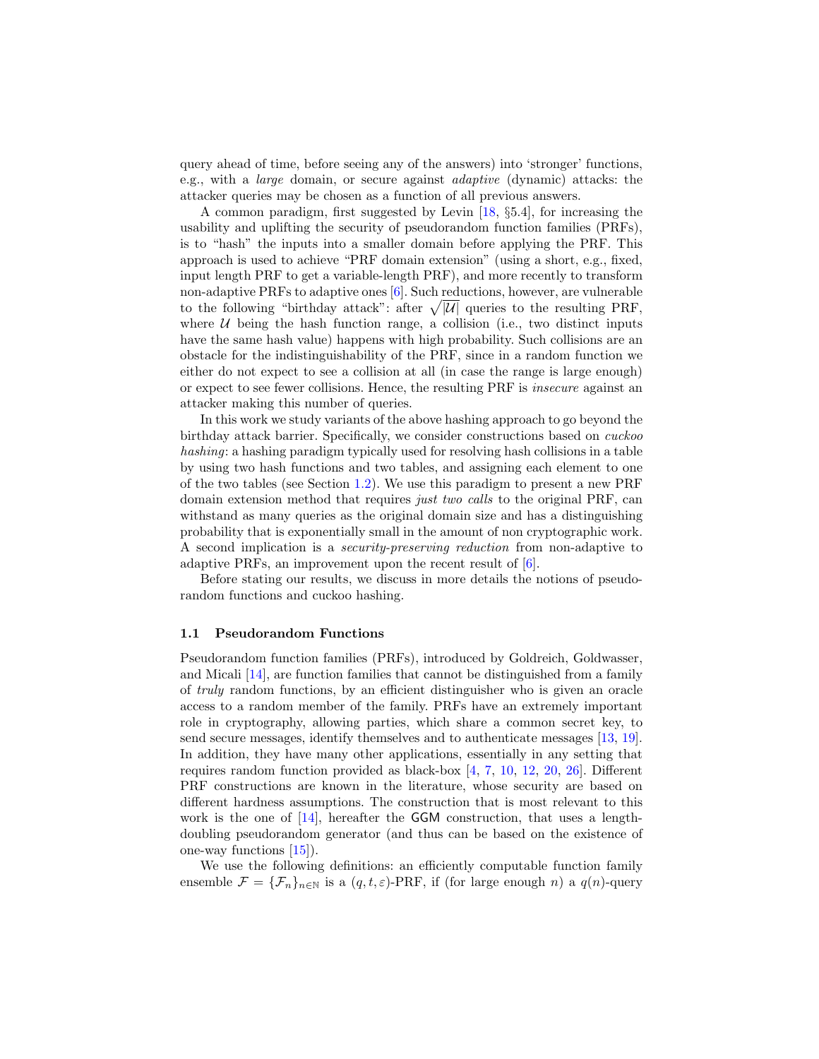query ahead of time, before seeing any of the answers) into 'stronger' functions, e.g., with a *large* domain, or secure against *adaptive* (dynamic) attacks: the attacker queries may be chosen as a function of all previous answers.

A common paradigm, first suggested by Levin [18, §5.4], for increasing the usability and uplifting the security of pseudorandom function families (PRFs), is to "hash" the inputs into a smaller domain before applying the PRF. This approach is used to achieve "PRF domain extension" (using a short, e.g., fixed, input length PRF to get a variable-length PRF), and more recently to transform non-adaptive PRFs to adaptive ones [6]. Such reductions, however, are vulnerable to the following "birthday attack": after $\sqrt{|\mathcal{U}|}$ queries to the resulting PRF, where $\mathcal{U}$ being the hash function range, a collision (i.e., two distinct inputs have the same hash value) happens with high probability. Such collisions are an obstacle for the indistinguishability of the PRF, since in a random function we either do not expect to see a collision at all (in case the range is large enough) or expect to see fewer collisions. Hence, the resulting PRF is *insecure* against an attacker making this number of queries.

In this work we study variants of the above hashing approach to go beyond the birthday attack barrier. Specifically, we consider constructions based on *cuckoo hashing*: a hashing paradigm typically used for resolving hash collisions in a table by using two hash functions and two tables, and assigning each element to one of the two tables (see Section 1.2). We use this paradigm to present a new PRF domain extension method that requires *just two calls* to the original PRF, can withstand as many queries as the original domain size and has a distinguishing probability that is exponentially small in the amount of non cryptographic work. A second implication is a *security-preserving reduction* from non-adaptive to adaptive PRFs, an improvement upon the recent result of [6].

Before stating our results, we discuss in more details the notions of pseudorandom functions and cuckoo hashing.

### 1.1 Pseudorandom Functions

Pseudorandom function families (PRFs), introduced by Goldreich, Goldwasser, and Micali [14], are function families that cannot be distinguished from a family of *truly* random functions, by an efficient distinguisher who is given an oracle access to a random member of the family. PRFs have an extremely important role in cryptography, allowing parties, which share a common secret key, to send secure messages, identify themselves and to authenticate messages [13, 19]. In addition, they have many other applications, essentially in any setting that requires random function provided as black-box [4, 7, 10, 12, 20, 26]. Different PRF constructions are known in the literature, whose security are based on different hardness assumptions. The construction that is most relevant to this work is the one of [14], hereafter the GGM construction, that uses a length-doubling pseudorandom generator (and thus can be based on the existence of one-way functions [15]).

We use the following definitions: an efficiently computable function family ensemble $\mathcal{F} = \{\mathcal{F}_n\}_{n\in\mathbb{N}}$ is a $(q, t, \varepsilon)$-PRF, if (for large enough $n$) a $q(n)$-query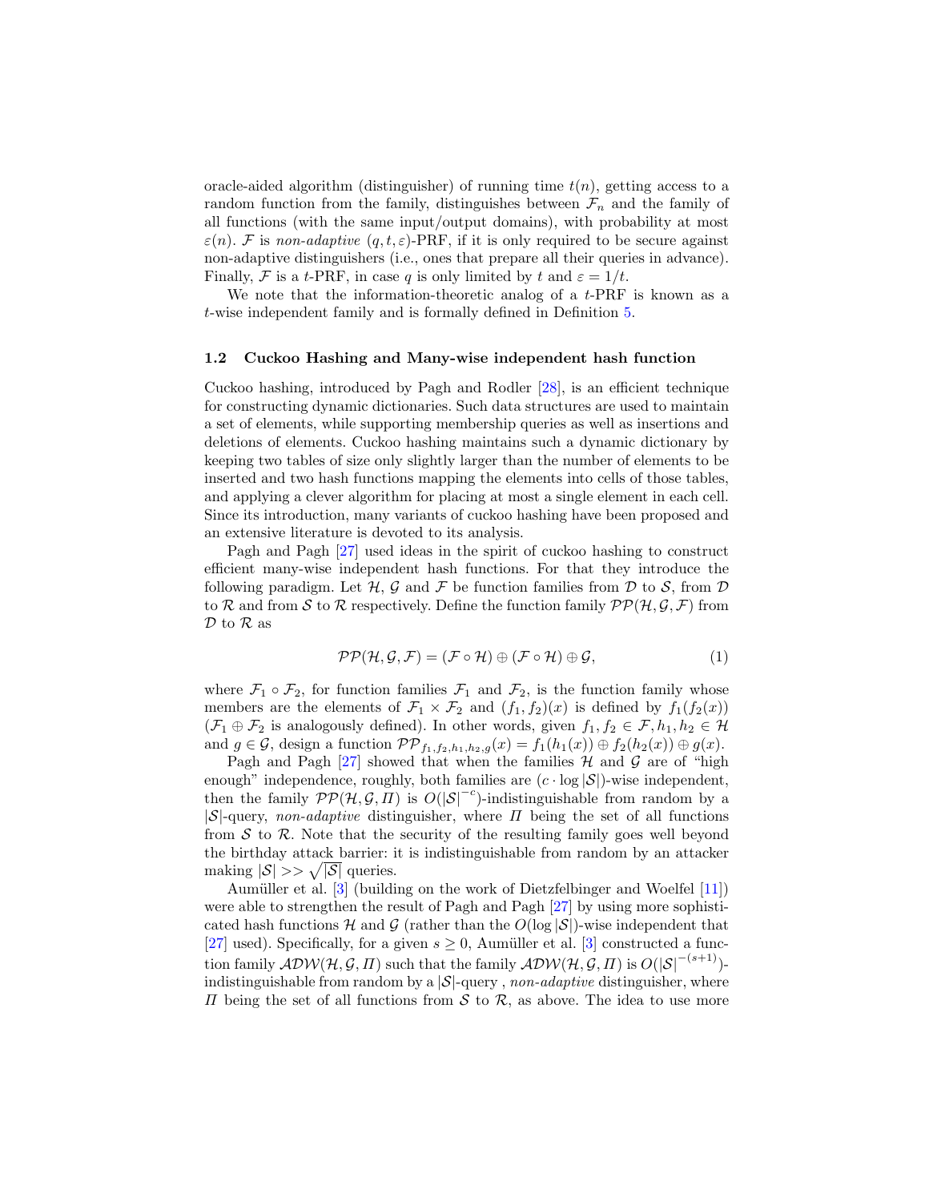oracle-aided algorithm (distinguisher) of running time $t(n)$, getting access to a random function from the family, distinguishes between $\mathcal{F}_n$ and the family of all functions (with the same input/output domains), with probability at most $\varepsilon(n)$. $\mathcal{F}$ is *non-adaptive* $(q, t, \varepsilon)$-PRF, if it is only required to be secure against non-adaptive distinguishers (i.e., ones that prepare all their queries in advance). Finally, $\mathcal{F}$ is a $t$-PRF, in case $q$ is only limited by $t$ and $\varepsilon = 1/t$.

We note that the information-theoretic analog of a $t$-PRF is known as a $t$-wise independent family and is formally defined in Definition 5.

### 1.2 Cuckoo Hashing and Many-wise independent hash function

Cuckoo hashing, introduced by Pagh and Rodler [28], is an efficient technique for constructing dynamic dictionaries. Such data structures are used to maintain a set of elements, while supporting membership queries as well as insertions and deletions of elements. Cuckoo hashing maintains such a dynamic dictionary by keeping two tables of size only slightly larger than the number of elements to be inserted and two hash functions mapping the elements into cells of those tables, and applying a clever algorithm for placing at most a single element in each cell. Since its introduction, many variants of cuckoo hashing have been proposed and an extensive literature is devoted to its analysis.

Pagh and Pagh [27] used ideas in the spirit of cuckoo hashing to construct efficient many-wise independent hash functions. For that they introduce the following paradigm. Let $\mathcal{H}$, $\mathcal{G}$ and $\mathcal{F}$ be function families from $\mathcal{D}$ to $\mathcal{S}$, from $\mathcal{D}$ to $\mathcal{R}$ and from $\mathcal{S}$ to $\mathcal{R}$ respectively. Define the function family $\mathcal{PP}(\mathcal{H}, \mathcal{G}, \mathcal{F})$ from $\mathcal{D}$ to $\mathcal{R}$ as

$$\mathcal{PP}(\mathcal{H}, \mathcal{G}, \mathcal{F}) = (\mathcal{F} \circ \mathcal{H}) \oplus (\mathcal{F} \circ \mathcal{H}) \oplus \mathcal{G}, \tag{1}$$

where $\mathcal{F}_1 \circ \mathcal{F}_2$, for function families $\mathcal{F}_1$ and $\mathcal{F}_2$, is the function family whose members are the elements of $\mathcal{F}_1 \times \mathcal{F}_2$ and $(f_1, f_2)(x)$ is defined by $f_1(f_2(x))$ ($\mathcal{F}_1 \oplus \mathcal{F}_2$ is analogously defined). In other words, given $f_1, f_2 \in \mathcal{F}, h_1, h_2 \in \mathcal{H}$ and $g \in \mathcal{G}$, design a function $\mathcal{PP}_{f_1,f_2,h_1,h_2,g}(x) = f_1(h_1(x)) \oplus f_2(h_2(x)) \oplus g(x)$.

Pagh and Pagh [27] showed that when the families $\mathcal{H}$ and $\mathcal{G}$ are of "high enough" independence, roughly, both families are $(c \cdot \log |\mathcal{S}|)$-wise independent, then the family $\mathcal{PP}(\mathcal{H}, \mathcal{G}, \Pi)$ is $O(|\mathcal{S}|^{-c})$-indistinguishable from random by a $|\mathcal{S}|$-query, *non-adaptive* distinguisher, where $\Pi$ being the set of all functions from $\mathcal{S}$ to $\mathcal{R}$. Note that the security of the resulting family goes well beyond the birthday attack barrier: it is indistinguishable from random by an attacker making $|\mathcal{S}| >> \sqrt{|\mathcal{S}|}$ queries.

Aumüller et al. [3] (building on the work of Dietzfelbinger and Woelfel [11]) were able to strengthen the result of Pagh and Pagh [27] by using more sophisticated hash functions $\mathcal{H}$ and $\mathcal{G}$ (rather than the $O(\log |\mathcal{S}|)$-wise independent that [27] used). Specifically, for a given $s \geq 0$, Aumüller et al. [3] constructed a function family $\mathcal{ADW}(\mathcal{H}, \mathcal{G}, \Pi)$ such that the family $\mathcal{ADW}(\mathcal{H}, \mathcal{G}, \Pi)$ is $O(|\mathcal{S}|^{-(s+1)})$-indistinguishable from random by a $|\mathcal{S}|$-query , *non-adaptive* distinguisher, where $\Pi$ being the set of all functions from $\mathcal{S}$ to $\mathcal{R}$, as above. The idea to use more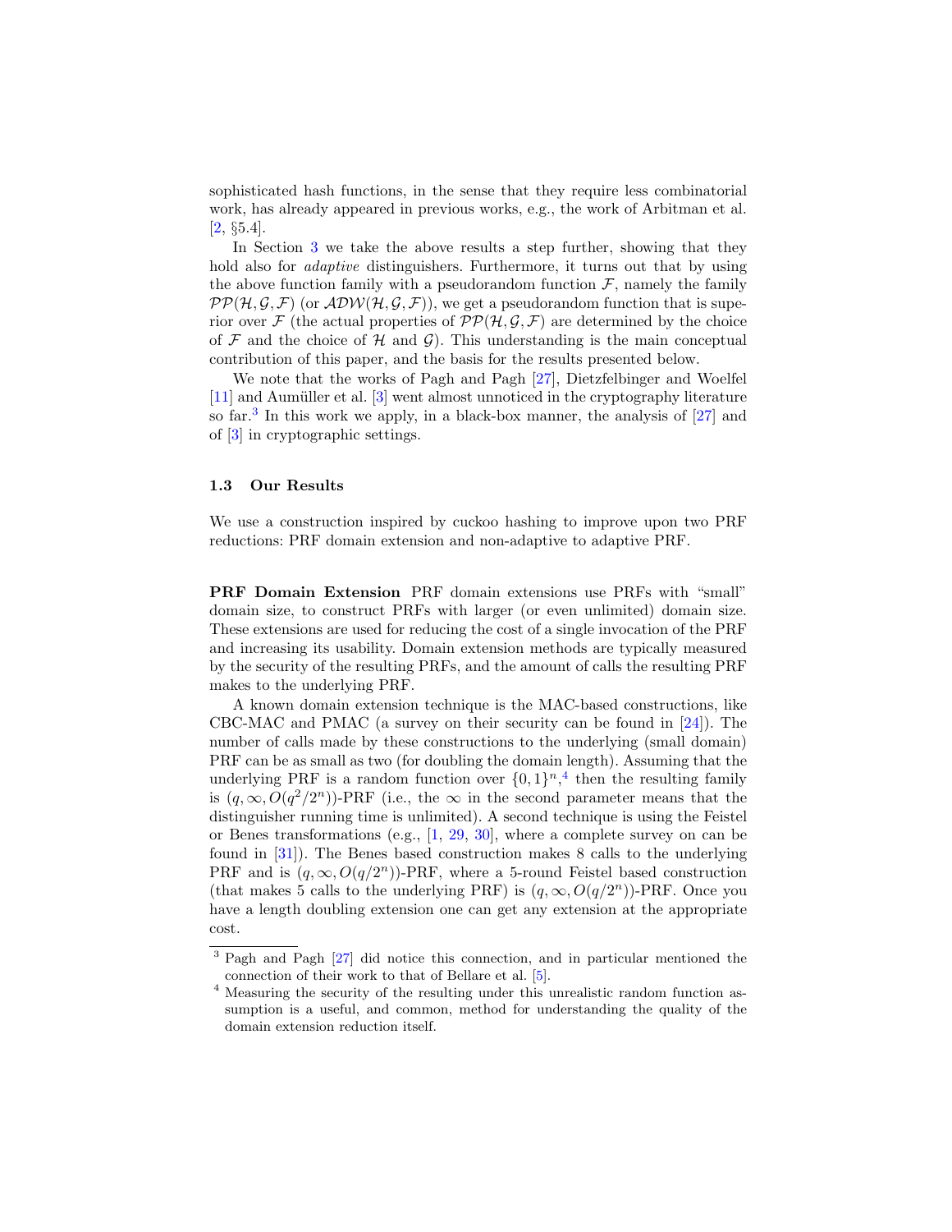sophisticated hash functions, in the sense that they require less combinatorial work, has already appeared in previous works, e.g., the work of Arbitman et al. [2, §5.4].

In Section 3 we take the above results a step further, showing that they hold also for *adaptive* distinguishers. Furthermore, it turns out that by using the above function family with a pseudorandom function $\mathcal{F}$, namely the family $\mathcal{PP}(\mathcal{H}, \mathcal{G}, \mathcal{F})$ (or $\mathcal{ADW}(\mathcal{H}, \mathcal{G}, \mathcal{F})$), we get a pseudorandom function that is superior over $\mathcal{F}$ (the actual properties of $\mathcal{PP}(\mathcal{H}, \mathcal{G}, \mathcal{F})$ are determined by the choice of $\mathcal{F}$ and the choice of $\mathcal{H}$ and $\mathcal{G}$). This understanding is the main conceptual contribution of this paper, and the basis for the results presented below.

We note that the works of Pagh and Pagh [27], Dietzfelbinger and Woelfel [11] and Aumüller et al. [3] went almost unnoticed in the cryptography literature so far.[3] In this work we apply, in a black-box manner, the analysis of [27] and of [3] in cryptographic settings.

### 1.3 Our Results

We use a construction inspired by cuckoo hashing to improve upon two PRF reductions: PRF domain extension and non-adaptive to adaptive PRF.

**PRF Domain Extension** PRF domain extensions use PRFs with "small" domain size, to construct PRFs with larger (or even unlimited) domain size. These extensions are used for reducing the cost of a single invocation of the PRF and increasing its usability. Domain extension methods are typically measured by the security of the resulting PRFs, and the amount of calls the resulting PRF makes to the underlying PRF.

A known domain extension technique is the MAC-based constructions, like CBC-MAC and PMAC (a survey on their security can be found in [24]). The number of calls made by these constructions to the underlying (small domain) PRF can be as small as two (for doubling the domain length). Assuming that the underlying PRF is a random function over $\{0,1\}^n$,[4] then the resulting family is $(q, \infty, O(q^2/2^n))$-PRF (i.e., the $\infty$ in the second parameter means that the distinguisher running time is unlimited). A second technique is using the Feistel or Benes transformations (e.g., [1, 29, 30], where a complete survey on can be found in [31]). The Benes based construction makes 8 calls to the underlying PRF and is $(q, \infty, O(q/2^n))$-PRF, where a 5-round Feistel based construction (that makes 5 calls to the underlying PRF) is $(q, \infty, O(q/2^n))$-PRF. Once you have a length doubling extension one can get any extension at the appropriate cost.

---

[3] Pagh and Pagh [27] did notice this connection, and in particular mentioned the connection of their work to that of Bellare et al. [5].

[4] Measuring the security of the resulting under this unrealistic random function assumption is a useful, and common, method for understanding the quality of the domain extension reduction itself.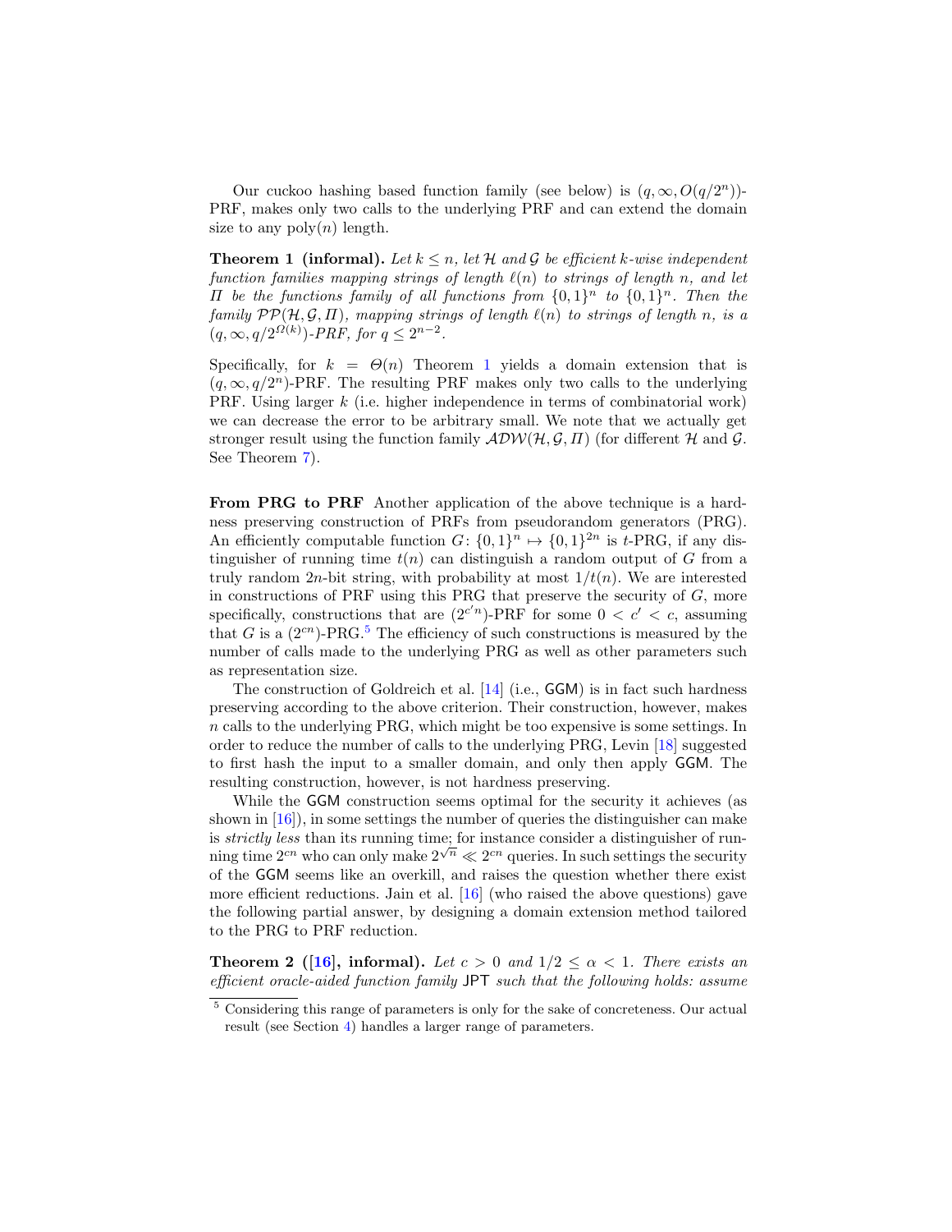Our cuckoo hashing based function family (see below) is $(q, \infty, O(q/2^n))$-PRF, makes only two calls to the underlying PRF and can extend the domain size to any $\text{poly}(n)$ length.

**Theorem 1 (informal).** *Let $k \leq n$, let $\mathcal{H}$ and $\mathcal{G}$ be efficient $k$-wise independent function families mapping strings of length $\ell(n)$ to strings of length $n$, and let $\Pi$ be the functions family of all functions from $\{0,1\}^n$ to $\{0,1\}^n$. Then the family $\mathcal{PP}(\mathcal{H}, \mathcal{G}, \Pi)$, mapping strings of length $\ell(n)$ to strings of length $n$, is a $(q, \infty, q/2^{\Omega(k)})$-PRF, for $q \leq 2^{n-2}$.*

Specifically, for $k = \Theta(n)$ Theorem 1 yields a domain extension that is $(q, \infty, q/2^n)$-PRF. The resulting PRF makes only two calls to the underlying PRF. Using larger $k$ (i.e. higher independence in terms of combinatorial work) we can decrease the error to be arbitrary small. We note that we actually get stronger result using the function family $\mathcal{ADW}(\mathcal{H}, \mathcal{G}, \Pi)$ (for different $\mathcal{H}$ and $\mathcal{G}$. See Theorem 7).

**From PRG to PRF** Another application of the above technique is a hardness preserving construction of PRFs from pseudorandom generators (PRG). An efficiently computable function $G \colon \{0,1\}^n \mapsto \{0,1\}^{2n}$ is $t$-PRG, if any distinguisher of running time $t(n)$ can distinguish a random output of $G$ from a truly random $2n$-bit string, with probability at most $1/t(n)$. We are interested in constructions of PRF using this PRG that preserve the security of $G$, more specifically, constructions that are $(2^{c'n})$-PRF for some $0 < c' < c$, assuming that $G$ is a $(2^{cn})$-PRG.[5] The efficiency of such constructions is measured by the number of calls made to the underlying PRG as well as other parameters such as representation size.

The construction of Goldreich et al. [14] (i.e., GGM) is in fact such hardness preserving according to the above criterion. Their construction, however, makes $n$ calls to the underlying PRG, which might be too expensive is some settings. In order to reduce the number of calls to the underlying PRG, Levin [18] suggested to first hash the input to a smaller domain, and only then apply GGM. The resulting construction, however, is not hardness preserving.

While the GGM construction seems optimal for the security it achieves (as shown in [16]), in some settings the number of queries the distinguisher can make is *strictly less* than its running time; for instance consider a distinguisher of running time $2^{cn}$ who can only make $2^{\sqrt{n}} \ll 2^{cn}$ queries. In such settings the security of the GGM seems like an overkill, and raises the question whether there exist more efficient reductions. Jain et al. [16] (who raised the above questions) gave the following partial answer, by designing a domain extension method tailored to the PRG to PRF reduction.

**Theorem 2 ([16], informal).** *Let $c > 0$ and $1/2 \leq \alpha < 1$. There exists an efficient oracle-aided function family JPT such that the following holds: assume*

[5] Considering this range of parameters is only for the sake of concreteness. Our actual result (see Section 4) handles a larger range of parameters.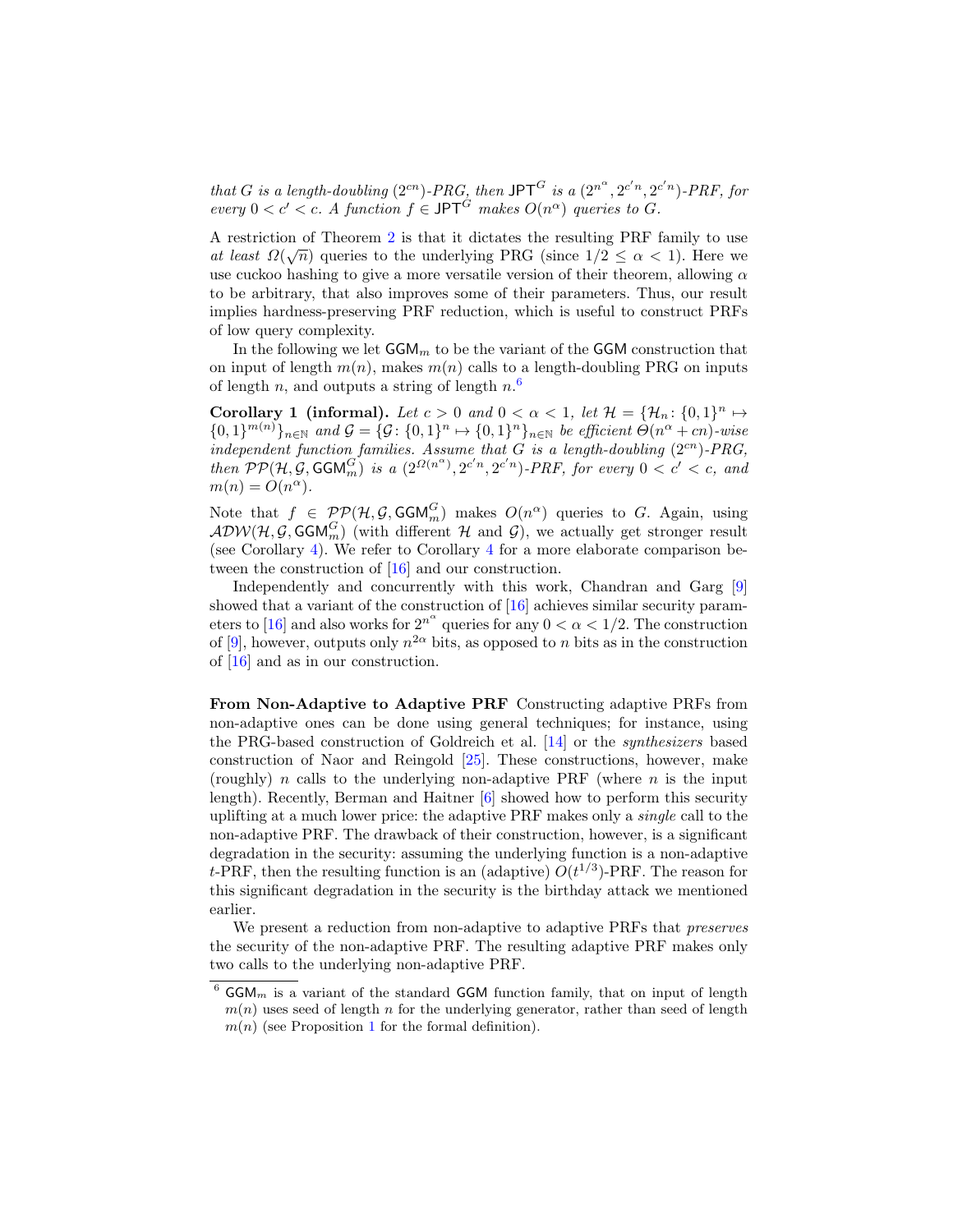*that $G$ is a length-doubling $(2^{cn})$-PRG, then $\mathsf{JPT}^G$ is a $(2^{n^\alpha}, 2^{c'n}, 2^{c'n})$-PRF, for every $0 < c' < c$. A function $f \in \mathsf{JPT}^G$ makes $O(n^\alpha)$ queries to $G$.*

A restriction of Theorem 2 is that it dictates the resulting PRF family to use *at least* $\Omega(\sqrt{n})$ queries to the underlying PRG (since $1/2 \leq \alpha < 1$). Here we use cuckoo hashing to give a more versatile version of their theorem, allowing $\alpha$ to be arbitrary, that also improves some of their parameters. Thus, our result implies hardness-preserving PRF reduction, which is useful to construct PRFs of low query complexity.

In the following we let $\mathsf{GGM}_m$ to be the variant of the $\mathsf{GGM}$ construction that on input of length $m(n)$, makes $m(n)$ calls to a length-doubling PRG on inputs of length $n$, and outputs a string of length $n$.[6]

**Corollary 1 (informal).** *Let $c > 0$ and $0 < \alpha < 1$, let $\mathcal{H} = \{\mathcal{H}_n \colon \{0,1\}^n \mapsto \{0,1\}^{m(n)}\}_{n\in\mathbb{N}}$ and $\mathcal{G} = \{\mathcal{G} \colon \{0,1\}^n \mapsto \{0,1\}^n\}_{n\in\mathbb{N}}$ be efficient $\Theta(n^\alpha + cn)$-wise independent function families. Assume that $G$ is a length-doubling $(2^{cn})$-PRG, then $\mathcal{PP}(\mathcal{H}, \mathcal{G}, \mathsf{GGM}_m^G)$ is a $(2^{\Omega(n^\alpha)}, 2^{c'n}, 2^{c'n})$-PRF, for every $0 < c' < c$, and $m(n) = O(n^\alpha)$.*

Note that $f \in \mathcal{PP}(\mathcal{H}, \mathcal{G}, \mathsf{GGM}_m^G)$ makes $O(n^\alpha)$ queries to $G$. Again, using $\mathcal{ADW}(\mathcal{H}, \mathcal{G}, \mathsf{GGM}_m^G)$ (with different $\mathcal{H}$ and $\mathcal{G}$), we actually get stronger result (see Corollary 4). We refer to Corollary 4 for a more elaborate comparison between the construction of [16] and our construction.

Independently and concurrently with this work, Chandran and Garg [9] showed that a variant of the construction of [16] achieves similar security parameters to [16] and also works for $2^{n^\alpha}$ queries for any $0 < \alpha < 1/2$. The construction of [9], however, outputs only $n^{2\alpha}$ bits, as opposed to $n$ bits as in the construction of [16] and as in our construction.

**From Non-Adaptive to Adaptive PRF** Constructing adaptive PRFs from non-adaptive ones can be done using general techniques; for instance, using the PRG-based construction of Goldreich et al. [14] or the *synthesizers* based construction of Naor and Reingold [25]. These constructions, however, make (roughly) $n$ calls to the underlying non-adaptive PRF (where $n$ is the input length). Recently, Berman and Haitner [6] showed how to perform this security uplifting at a much lower price: the adaptive PRF makes only a *single* call to the non-adaptive PRF. The drawback of their construction, however, is a significant degradation in the security: assuming the underlying function is a non-adaptive $t$-PRF, then the resulting function is an (adaptive) $O(t^{1/3})$-PRF. The reason for this significant degradation in the security is the birthday attack we mentioned earlier.

We present a reduction from non-adaptive to adaptive PRFs that *preserves* the security of the non-adaptive PRF. The resulting adaptive PRF makes only two calls to the underlying non-adaptive PRF.

[6] $\mathsf{GGM}_m$ is a variant of the standard $\mathsf{GGM}$ function family, that on input of length $m(n)$ uses seed of length $n$ for the underlying generator, rather than seed of length $m(n)$ (see Proposition 1 for the formal definition).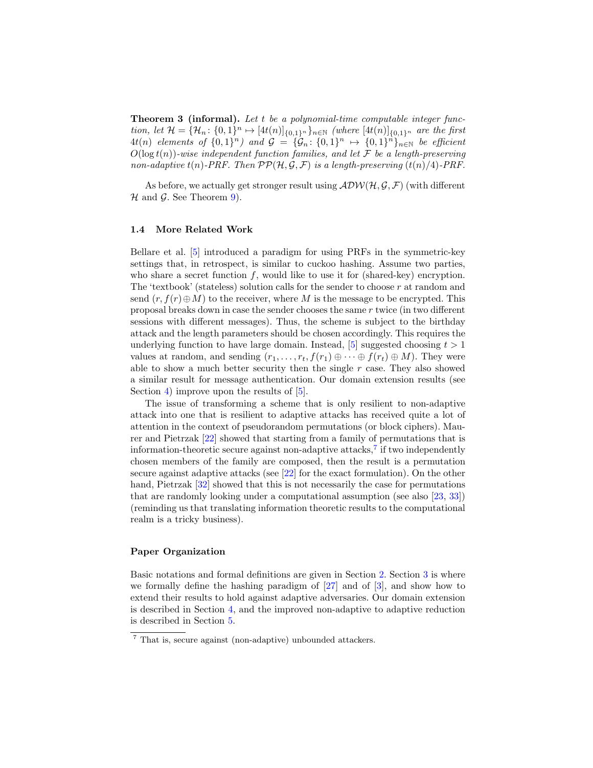**Theorem 3 (informal).** *Let $t$ be a polynomial-time computable integer function, let $\mathcal{H} = \{\mathcal{H}_n \colon \{0,1\}^n \mapsto [4t(n)]_{\{0,1\}^n}\}_{n\in\mathbb{N}}$ (where $[4t(n)]_{\{0,1\}^n}$ are the first $4t(n)$ elements of $\{0,1\}^n$) and $\mathcal{G} = \{\mathcal{G}_n \colon \{0,1\}^n \mapsto \{0,1\}^n\}_{n\in\mathbb{N}}$ be efficient $O(\log t(n))$-wise independent function families, and let $\mathcal{F}$ be a length-preserving non-adaptive $t(n)$-PRF. Then $\mathcal{PP}(\mathcal{H}, \mathcal{G}, \mathcal{F})$ is a length-preserving $(t(n)/4)$-PRF.*

As before, we actually get stronger result using $\mathcal{ADW}(\mathcal{H}, \mathcal{G}, \mathcal{F})$ (with different $\mathcal{H}$ and $\mathcal{G}$. See Theorem 9).

### 1.4 More Related Work

Bellare et al. [5] introduced a paradigm for using PRFs in the symmetric-key settings that, in retrospect, is similar to cuckoo hashing. Assume two parties, who share a secret function $f$, would like to use it for (shared-key) encryption. The 'textbook' (stateless) solution calls for the sender to choose $r$ at random and send $(r, f(r) \oplus M)$ to the receiver, where $M$ is the message to be encrypted. This proposal breaks down in case the sender chooses the same $r$ twice (in two different sessions with different messages). Thus, the scheme is subject to the birthday attack and the length parameters should be chosen accordingly. This requires the underlying function to have large domain. Instead, [5] suggested choosing $t > 1$ values at random, and sending $(r_1, \ldots, r_t, f(r_1) \oplus \cdots \oplus f(r_t) \oplus M)$. They were able to show a much better security then the single $r$ case. They also showed a similar result for message authentication. Our domain extension results (see Section 4) improve upon the results of [5].

The issue of transforming a scheme that is only resilient to non-adaptive attack into one that is resilient to adaptive attacks has received quite a lot of attention in the context of pseudorandom permutations (or block ciphers). Maurer and Pietrzak [22] showed that starting from a family of permutations that is information-theoretic secure against non-adaptive attacks,[7] if two independently chosen members of the family are composed, then the result is a permutation secure against adaptive attacks (see [22] for the exact formulation). On the other hand, Pietrzak [32] showed that this is not necessarily the case for permutations that are randomly looking under a computational assumption (see also [23, 33]) (reminding us that translating information theoretic results to the computational realm is a tricky business).

#### Paper Organization

Basic notations and formal definitions are given in Section 2. Section 3 is where we formally define the hashing paradigm of [27] and of [3], and show how to extend their results to hold against adaptive adversaries. Our domain extension is described in Section 4, and the improved non-adaptive to adaptive reduction is described in Section 5.

[7] That is, secure against (non-adaptive) unbounded attackers.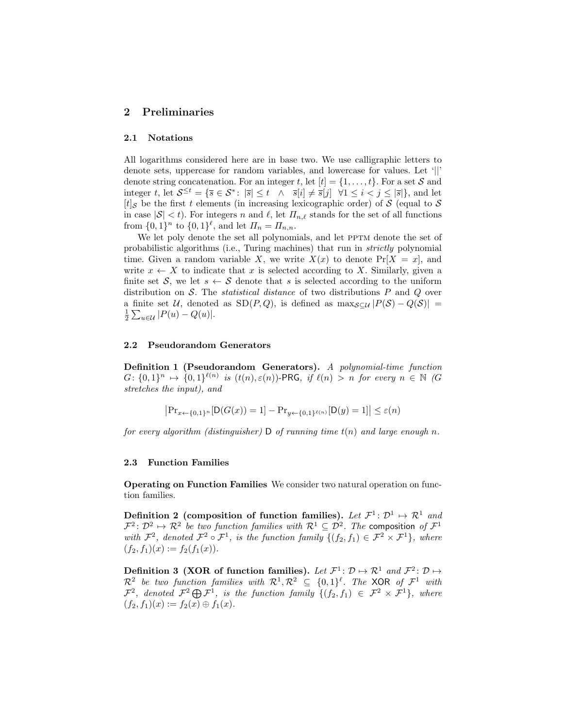## 2 Preliminaries

### 2.1 Notations

All logarithms considered here are in base two. We use calligraphic letters to denote sets, uppercase for random variables, and lowercase for values. Let '||' denote string concatenation. For an integer $t$, let $[t] = \{1, \ldots, t\}$. For a set $\mathcal{S}$ and integer $t$, let $\mathcal{S}^{\leq t} = \{\overline{s} \in \mathcal{S}^* \colon |\overline{s}| \leq t \quad \wedge \quad \overline{s}[i] \neq \overline{s}[j] \quad \forall 1 \leq i < j \leq |\overline{s}|\}$, and let $[t]_{\mathcal{S}}$ be the first $t$ elements (in increasing lexicographic order) of $\mathcal{S}$ (equal to $\mathcal{S}$ in case $|\mathcal{S}| < t$). For integers $n$ and $\ell$, let $\Pi_{n,\ell}$ stands for the set of all functions from $\{0,1\}^n$ to $\{0,1\}^\ell$, and let $\Pi_n = \Pi_{n,n}$.

We let poly denote the set all polynomials, and let PPTM denote the set of probabilistic algorithms (i.e., Turing machines) that run in *strictly* polynomial time. Given a random variable $X$, we write $X(x)$ to denote $\Pr[X = x]$, and write $x \leftarrow X$ to indicate that $x$ is selected according to $X$. Similarly, given a finite set $\mathcal{S}$, we let $s \leftarrow \mathcal{S}$ denote that $s$ is selected according to the uniform distribution on $\mathcal{S}$. The *statistical distance* of two distributions $P$ and $Q$ over a finite set $\mathcal{U}$, denoted as $\mathrm{SD}(P, Q)$, is defined as $\max_{\mathcal{S} \subseteq \mathcal{U}} |P(\mathcal{S}) - Q(\mathcal{S})| = \frac{1}{2} \sum_{u \in \mathcal{U}} |P(u) - Q(u)|$.

### 2.2 Pseudorandom Generators

**Definition 1 (Pseudorandom Generators).** *A polynomial-time function $G \colon \{0,1\}^n \mapsto \{0,1\}^{\ell(n)}$ is $(t(n), \varepsilon(n))$-PRG, if $\ell(n) > n$ for every $n \in \mathbb{N}$ (G stretches the input), and*

$$\left|\Pr_{x \leftarrow \{0,1\}^n}[\mathsf{D}(G(x)) = 1] - \Pr_{y \leftarrow \{0,1\}^{\ell(n)}}[\mathsf{D}(y) = 1]\right| \leq \varepsilon(n)$$

*for every algorithm (distinguisher) $\mathsf{D}$ of running time $t(n)$ and large enough $n$.*

### 2.3 Function Families

**Operating on Function Families** We consider two natural operation on function families.

**Definition 2 (composition of function families).** *Let $\mathcal{F}^1 \colon \mathcal{D}^1 \mapsto \mathcal{R}^1$ and $\mathcal{F}^2 \colon \mathcal{D}^2 \mapsto \mathcal{R}^2$ be two function families with $\mathcal{R}^1 \subseteq \mathcal{D}^2$. The* composition *of $\mathcal{F}^1$ with $\mathcal{F}^2$, denoted $\mathcal{F}^2 \circ \mathcal{F}^1$, is the function family $\{(f_2, f_1) \in \mathcal{F}^2 \times \mathcal{F}^1\}$, where $(f_2, f_1)(x) := f_2(f_1(x))$.*

**Definition 3 (XOR of function families).** *Let $\mathcal{F}^1 \colon \mathcal{D} \mapsto \mathcal{R}^1$ and $\mathcal{F}^2 \colon \mathcal{D} \mapsto \mathcal{R}^2$ be two function families with $\mathcal{R}^1, \mathcal{R}^2 \subseteq \{0,1\}^\ell$. The* XOR *of $\mathcal{F}^1$ with $\mathcal{F}^2$, denoted $\mathcal{F}^2 \bigoplus \mathcal{F}^1$, is the function family $\{(f_2, f_1) \in \mathcal{F}^2 \times \mathcal{F}^1\}$, where $(f_2, f_1)(x) := f_2(x) \oplus f_1(x)$.*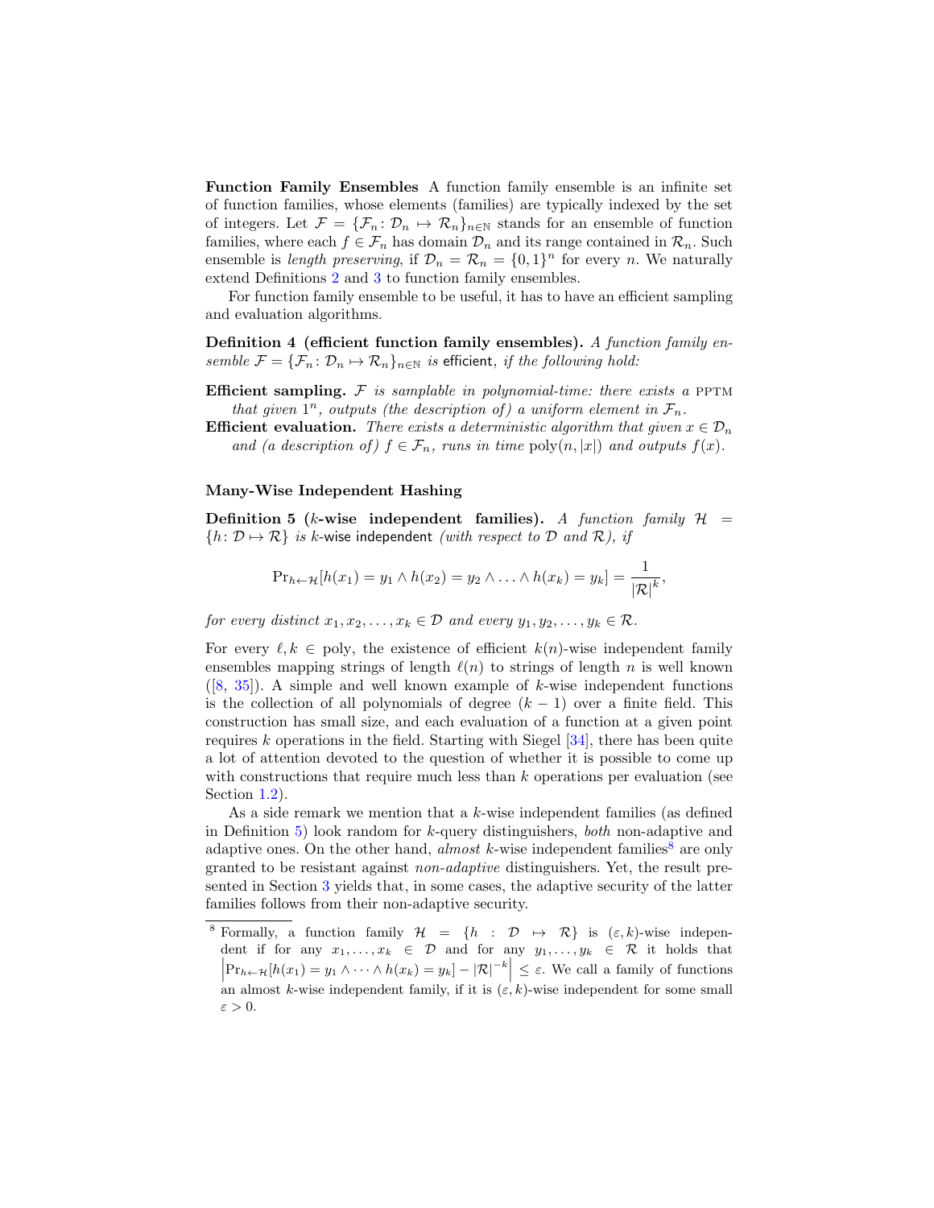**Function Family Ensembles** A function family ensemble is an infinite set of function families, whose elements (families) are typically indexed by the set of integers. Let $\mathcal{F} = \{\mathcal{F}_n \colon \mathcal{D}_n \mapsto \mathcal{R}_n\}_{n\in\mathbb{N}}$ stands for an ensemble of function families, where each $f \in \mathcal{F}_n$ has domain $\mathcal{D}_n$ and its range contained in $\mathcal{R}_n$. Such ensemble is *length preserving*, if $\mathcal{D}_n = \mathcal{R}_n = \{0,1\}^n$ for every $n$. We naturally extend Definitions 2 and 3 to function family ensembles.

For function family ensemble to be useful, it has to have an efficient sampling and evaluation algorithms.

**Definition 4 (efficient function family ensembles).** *A function family ensemble $\mathcal{F} = \{\mathcal{F}_n \colon \mathcal{D}_n \mapsto \mathcal{R}_n\}_{n\in\mathbb{N}}$ is* efficient*, if the following hold:*

**Efficient sampling.** *$\mathcal{F}$ is samplable in polynomial-time: there exists a* PPTM *that given $1^n$, outputs (the description of) a uniform element in $\mathcal{F}_n$.*

**Efficient evaluation.** *There exists a deterministic algorithm that given $x \in \mathcal{D}_n$ and (a description of) $f \in \mathcal{F}_n$, runs in time $\text{poly}(n, |x|)$ and outputs $f(x)$.*

**Many-Wise Independent Hashing**

**Definition 5 ($k$-wise independent families).** *A function family $\mathcal{H} = \{h \colon \mathcal{D} \mapsto \mathcal{R}\}$ is* $k$-wise independent *(with respect to $\mathcal{D}$ and $\mathcal{R}$), if*

$$\Pr_{h\leftarrow\mathcal{H}}[h(x_1) = y_1 \wedge h(x_2) = y_2 \wedge \ldots \wedge h(x_k) = y_k] = \frac{1}{|\mathcal{R}|^k},$$

*for every distinct $x_1, x_2, \ldots, x_k \in \mathcal{D}$ and every $y_1, y_2, \ldots, y_k \in \mathcal{R}$.*

For every $\ell, k \in \text{poly}$, the existence of efficient $k(n)$-wise independent family ensembles mapping strings of length $\ell(n)$ to strings of length $n$ is well known ([8, 35]). A simple and well known example of $k$-wise independent functions is the collection of all polynomials of degree $(k-1)$ over a finite field. This construction has small size, and each evaluation of a function at a given point requires $k$ operations in the field. Starting with Siegel [34], there has been quite a lot of attention devoted to the question of whether it is possible to come up with constructions that require much less than $k$ operations per evaluation (see Section 1.2).

As a side remark we mention that a $k$-wise independent families (as defined in Definition 5) look random for $k$-query distinguishers, *both* non-adaptive and adaptive ones. On the other hand, *almost* $k$-wise independent families[8] are only granted to be resistant against *non-adaptive* distinguishers. Yet, the result presented in Section 3 yields that, in some cases, the adaptive security of the latter families follows from their non-adaptive security.

[8] Formally, a function family $\mathcal{H} = \{h : \mathcal{D} \mapsto \mathcal{R}\}$ is $(\varepsilon, k)$-wise independent if for any $x_1, \ldots, x_k \in \mathcal{D}$ and for any $y_1, \ldots, y_k \in \mathcal{R}$ it holds that $\left|\Pr_{h\leftarrow\mathcal{H}}[h(x_1) = y_1 \wedge \cdots \wedge h(x_k) = y_k] - |\mathcal{R}|^{-k}\right| \leq \varepsilon$. We call a family of functions an almost $k$-wise independent family, if it is $(\varepsilon, k)$-wise independent for some small $\varepsilon > 0$.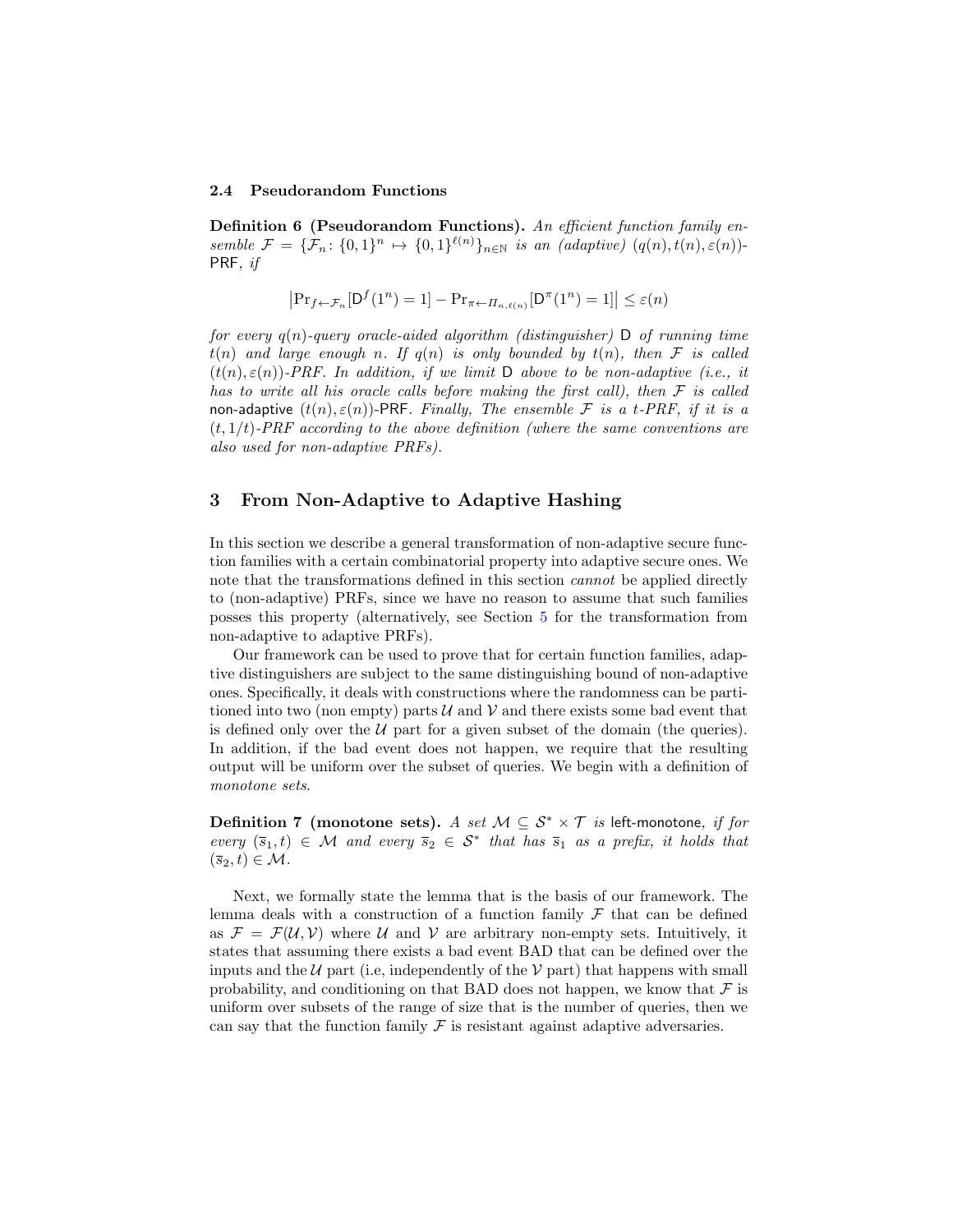### 2.4 Pseudorandom Functions

**Definition 6 (Pseudorandom Functions).** *An efficient function family ensemble $\mathcal{F} = \{\mathcal{F}_n \colon \{0,1\}^n \mapsto \{0,1\}^{\ell(n)}\}_{n\in\mathbb{N}}$ is an (adaptive) $(q(n), t(n), \varepsilon(n))$-*PRF*, if*

$$\left|\Pr_{f\leftarrow\mathcal{F}_n}[\mathsf{D}^f(1^n) = 1] - \Pr_{\pi\leftarrow\Pi_{n,\ell(n)}}[\mathsf{D}^\pi(1^n) = 1]\right| \leq \varepsilon(n)$$

*for every $q(n)$-query oracle-aided algorithm (distinguisher) $\mathsf{D}$ of running time $t(n)$ and large enough $n$. If $q(n)$ is only bounded by $t(n)$, then $\mathcal{F}$ is called $(t(n), \varepsilon(n))$-PRF. In addition, if we limit $\mathsf{D}$ above to be non-adaptive (i.e., it has to write all his oracle calls before making the first call), then $\mathcal{F}$ is called* non-adaptive *$(t(n), \varepsilon(n))$-*PRF*. Finally, The ensemble $\mathcal{F}$ is a $t$-PRF, if it is a $(t, 1/t)$-PRF according to the above definition (where the same conventions are also used for non-adaptive PRFs).*

## 3 From Non-Adaptive to Adaptive Hashing

In this section we describe a general transformation of non-adaptive secure function families with a certain combinatorial property into adaptive secure ones. We note that the transformations defined in this section *cannot* be applied directly to (non-adaptive) PRFs, since we have no reason to assume that such families posses this property (alternatively, see Section 5 for the transformation from non-adaptive to adaptive PRFs).

Our framework can be used to prove that for certain function families, adaptive distinguishers are subject to the same distinguishing bound of non-adaptive ones. Specifically, it deals with constructions where the randomness can be partitioned into two (non empty) parts $\mathcal{U}$ and $\mathcal{V}$ and there exists some bad event that is defined only over the $\mathcal{U}$ part for a given subset of the domain (the queries). In addition, if the bad event does not happen, we require that the resulting output will be uniform over the subset of queries. We begin with a definition of *monotone sets*.

**Definition 7 (monotone sets).** *A set $\mathcal{M} \subseteq \mathcal{S}^* \times \mathcal{T}$ is* left-monotone*, if for every $(\overline{s}_1, t) \in \mathcal{M}$ and every $\overline{s}_2 \in \mathcal{S}^*$ that has $\overline{s}_1$ as a prefix, it holds that $(\overline{s}_2, t) \in \mathcal{M}$.*

Next, we formally state the lemma that is the basis of our framework. The lemma deals with a construction of a function family $\mathcal{F}$ that can be defined as $\mathcal{F} = \mathcal{F}(\mathcal{U}, \mathcal{V})$ where $\mathcal{U}$ and $\mathcal{V}$ are arbitrary non-empty sets. Intuitively, it states that assuming there exists a bad event BAD that can be defined over the inputs and the $\mathcal{U}$ part (i.e, independently of the $\mathcal{V}$ part) that happens with small probability, and conditioning on that BAD does not happen, we know that $\mathcal{F}$ is uniform over subsets of the range of size that is the number of queries, then we can say that the function family $\mathcal{F}$ is resistant against adaptive adversaries.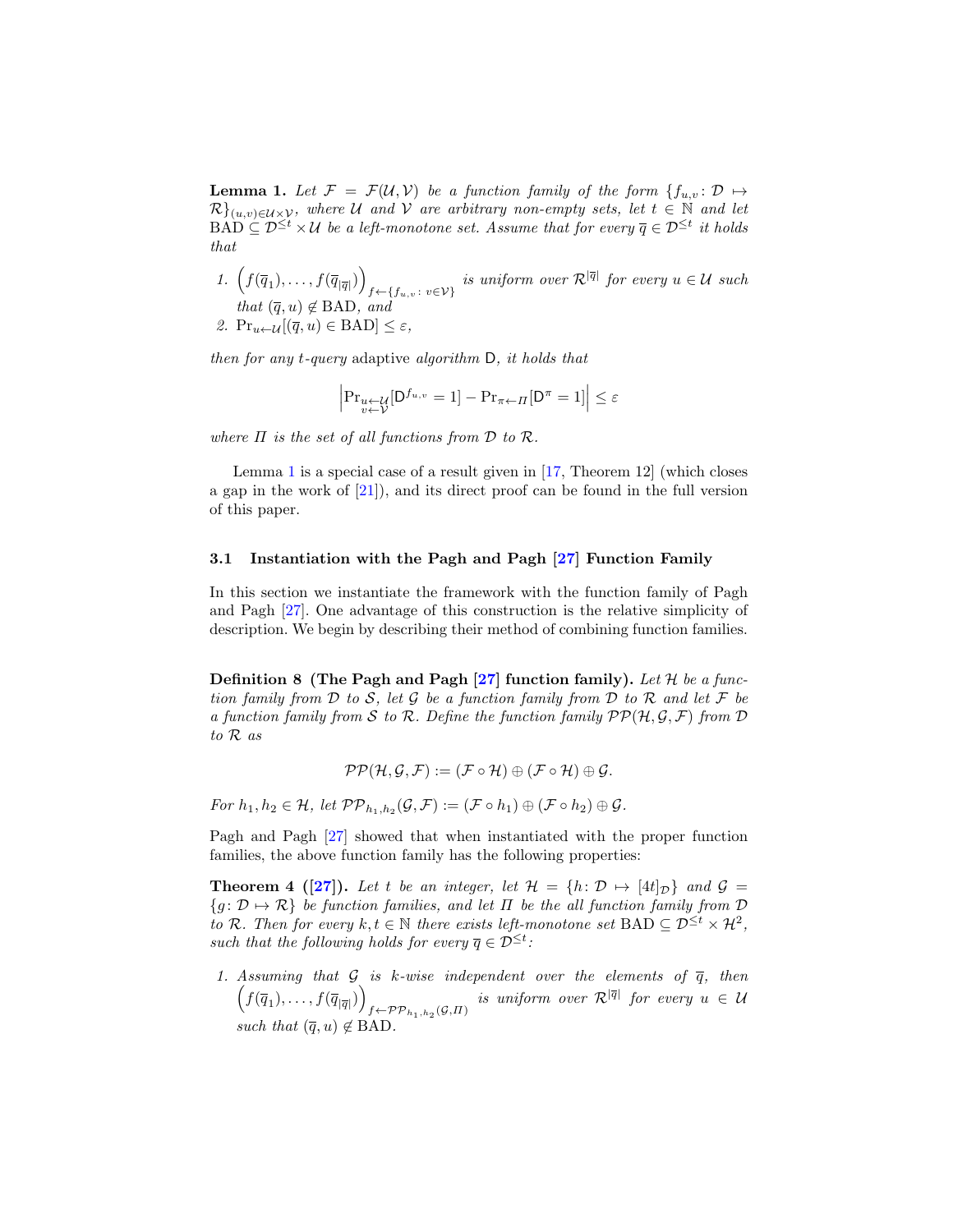**Lemma 1.** *Let $\mathcal{F} = \mathcal{F}(\mathcal{U}, \mathcal{V})$ be a function family of the form $\{f_{u,v} \colon \mathcal{D} \mapsto \mathcal{R}\}_{(u,v)\in\mathcal{U}\times\mathcal{V}}$, where $\mathcal{U}$ and $\mathcal{V}$ are arbitrary non-empty sets, let $t \in \mathbb{N}$ and let $\mathrm{BAD} \subseteq \mathcal{D}^{\leq t} \times \mathcal{U}$ be a left-monotone set. Assume that for every $\overline{q} \in \mathcal{D}^{\leq t}$ it holds that*

1. $\left(f(\overline{q}_1), \ldots, f(\overline{q}_{|\overline{q}|})\right)_{f \leftarrow \{f_{u,v} \colon v\in\mathcal{V}\}}$ *is uniform over $\mathcal{R}^{|\overline{q}|}$ for every $u \in \mathcal{U}$ such that $(\overline{q}, u) \notin \mathrm{BAD}$, and*
2. $\Pr_{u\leftarrow\mathcal{U}}[(\overline{q}, u) \in \mathrm{BAD}] \leq \varepsilon$,

*then for any $t$-query adaptive algorithm $\mathsf{D}$, it holds that*

$$\left|\Pr_{\substack{u\leftarrow\mathcal{U}\\ v\leftarrow\mathcal{V}}}[\mathsf{D}^{f_{u,v}} = 1] - \Pr_{\pi\leftarrow\Pi}[\mathsf{D}^{\pi} = 1]\right| \leq \varepsilon$$

*where $\Pi$ is the set of all functions from $\mathcal{D}$ to $\mathcal{R}$.*

Lemma 1 is a special case of a result given in [17, Theorem 12] (which closes a gap in the work of [21]), and its direct proof can be found in the full version of this paper.

### 3.1 Instantiation with the Pagh and Pagh [27] Function Family

In this section we instantiate the framework with the function family of Pagh and Pagh [27]. One advantage of this construction is the relative simplicity of description. We begin by describing their method of combining function families.

**Definition 8 (The Pagh and Pagh [27] function family).** *Let $\mathcal{H}$ be a function family from $\mathcal{D}$ to $\mathcal{S}$, let $\mathcal{G}$ be a function family from $\mathcal{D}$ to $\mathcal{R}$ and let $\mathcal{F}$ be a function family from $\mathcal{S}$ to $\mathcal{R}$. Define the function family $\mathcal{PP}(\mathcal{H}, \mathcal{G}, \mathcal{F})$ from $\mathcal{D}$ to $\mathcal{R}$ as*

$$\mathcal{PP}(\mathcal{H}, \mathcal{G}, \mathcal{F}) := (\mathcal{F} \circ \mathcal{H}) \oplus (\mathcal{F} \circ \mathcal{H}) \oplus \mathcal{G}.$$

*For $h_1, h_2 \in \mathcal{H}$, let $\mathcal{PP}_{h_1,h_2}(\mathcal{G}, \mathcal{F}) := (\mathcal{F} \circ h_1) \oplus (\mathcal{F} \circ h_2) \oplus \mathcal{G}$.*

Pagh and Pagh [27] showed that when instantiated with the proper function families, the above function family has the following properties:

**Theorem 4 ([27]).** *Let $t$ be an integer, let $\mathcal{H} = \{h \colon \mathcal{D} \mapsto [4t]_{\mathcal{D}}\}$ and $\mathcal{G} = \{g \colon \mathcal{D} \mapsto \mathcal{R}\}$ be function families, and let $\Pi$ be the all function family from $\mathcal{D}$ to $\mathcal{R}$. Then for every $k, t \in \mathbb{N}$ there exists left-monotone set $\mathrm{BAD} \subseteq \mathcal{D}^{\leq t} \times \mathcal{H}^2$, such that the following holds for every $\overline{q} \in \mathcal{D}^{\leq t}$:*

1. *Assuming that $\mathcal{G}$ is $k$-wise independent over the elements of $\overline{q}$, then $\left(f(\overline{q}_1), \ldots, f(\overline{q}_{|\overline{q}|})\right)_{f\leftarrow\mathcal{PP}_{h_1,h_2}(\mathcal{G},\Pi)}$ is uniform over $\mathcal{R}^{|\overline{q}|}$ for every $u \in \mathcal{U}$ such that $(\overline{q}, u) \notin \mathrm{BAD}$.*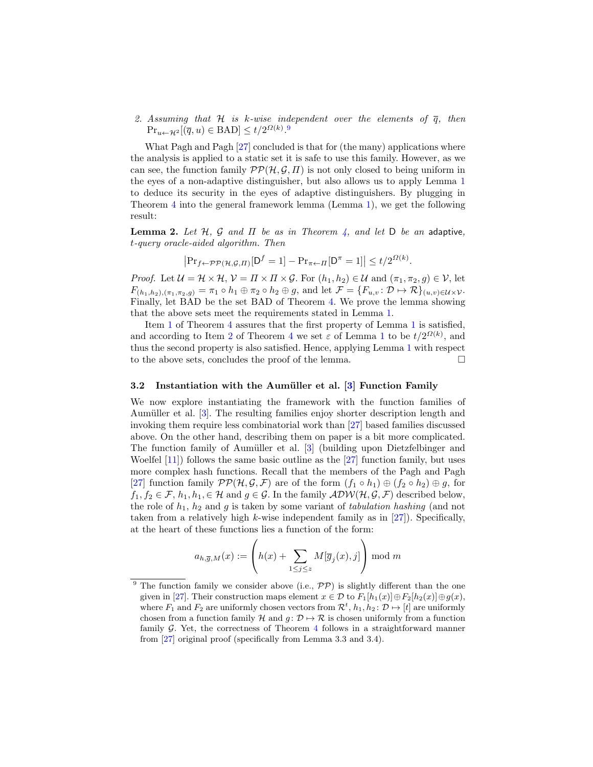2. *Assuming that $\mathcal{H}$ is $k$-wise independent over the elements of $\overline{q}$, then* $\Pr_{u \leftarrow \mathcal{H}^2}[(\overline{q}, u) \in \mathrm{BAD}] \leq t/2^{\Omega(k)}$.[9]

What Pagh and Pagh [27] concluded is that for (the many) applications where the analysis is applied to a static set it is safe to use this family. However, as we can see, the function family $\mathcal{PP}(\mathcal{H}, \mathcal{G}, \Pi)$ is not only closed to being uniform in the eyes of a non-adaptive distinguisher, but also allows us to apply Lemma 1 to deduce its security in the eyes of adaptive distinguishers. By plugging in Theorem 4 into the general framework lemma (Lemma 1), we get the following result:

**Lemma 2.** *Let $\mathcal{H}$, $\mathcal{G}$ and $\Pi$ be as in Theorem 4, and let $\mathsf{D}$ be an* adaptive*, $t$-query oracle-aided algorithm. Then*

$$\left|\Pr_{f \leftarrow \mathcal{PP}(\mathcal{H},\mathcal{G},\Pi)}[\mathsf{D}^f = 1] - \Pr_{\pi \leftarrow \Pi}[\mathsf{D}^\pi = 1]\right| \leq t/2^{\Omega(k)}.$$

*Proof.* Let $\mathcal{U} = \mathcal{H} \times \mathcal{H}$, $\mathcal{V} = \Pi \times \Pi \times \mathcal{G}$. For $(h_1, h_2) \in \mathcal{U}$ and $(\pi_1, \pi_2, g) \in \mathcal{V}$, let $F_{(h_1,h_2),(\pi_1,\pi_2,g)} = \pi_1 \circ h_1 \oplus \pi_2 \circ h_2 \oplus g$, and let $\mathcal{F} = \{F_{u,v} \colon \mathcal{D} \mapsto \mathcal{R}\}_{(u,v) \in \mathcal{U} \times \mathcal{V}}$. Finally, let BAD be the set BAD of Theorem 4. We prove the lemma showing that the above sets meet the requirements stated in Lemma 1.

Item 1 of Theorem 4 assures that the first property of Lemma 1 is satisfied, and according to Item 2 of Theorem 4 we set $\varepsilon$ of Lemma 1 to be $t/2^{\Omega(k)}$, and thus the second property is also satisfied. Hence, applying Lemma 1 with respect to the above sets, concludes the proof of the lemma. $\square$

### 3.2 Instantiation with the Aumüller et al. [3] Function Family

We now explore instantiating the framework with the function families of Aumüller et al. [3]. The resulting families enjoy shorter description length and invoking them require less combinatorial work than [27] based families discussed above. On the other hand, describing them on paper is a bit more complicated. The function family of Aumüller et al. [3] (building upon Dietzfelbinger and Woelfel [11]) follows the same basic outline as the [27] function family, but uses more complex hash functions. Recall that the members of the Pagh and Pagh [27] function family $\mathcal{PP}(\mathcal{H}, \mathcal{G}, \mathcal{F})$ are of the form $(f_1 \circ h_1) \oplus (f_2 \circ h_2) \oplus g$, for $f_1, f_2 \in \mathcal{F}$, $h_1, h_1, \in \mathcal{H}$ and $g \in \mathcal{G}$. In the family $\mathcal{ADW}(\mathcal{H}, \mathcal{G}, \mathcal{F})$ described below, the role of $h_1$, $h_2$ and $g$ is taken by some variant of *tabulation hashing* (and not taken from a relatively high $k$-wise independent family as in [27]). Specifically, at the heart of these functions lies a function of the form:

$$a_{h,\overline{g},M}(x) := \left( h(x) + \sum_{1 \leq j \leq z} M[\overline{g}_j(x), j] \right) \bmod m$$

[9] The function family we consider above (i.e., $\mathcal{PP}$) is slightly different than the one given in [27]. Their construction maps element $x \in \mathcal{D}$ to $F_1[h_1(x)] \oplus F_2[h_2(x)] \oplus g(x)$, where $F_1$ and $F_2$ are uniformly chosen vectors from $\mathcal{R}^t$, $h_1, h_2 \colon \mathcal{D} \mapsto [t]$ are uniformly chosen from a function family $\mathcal{H}$ and $g \colon \mathcal{D} \mapsto \mathcal{R}$ is chosen uniformly from a function family $\mathcal{G}$. Yet, the correctness of Theorem 4 follows in a straightforward manner from [27] original proof (specifically from Lemma 3.3 and 3.4).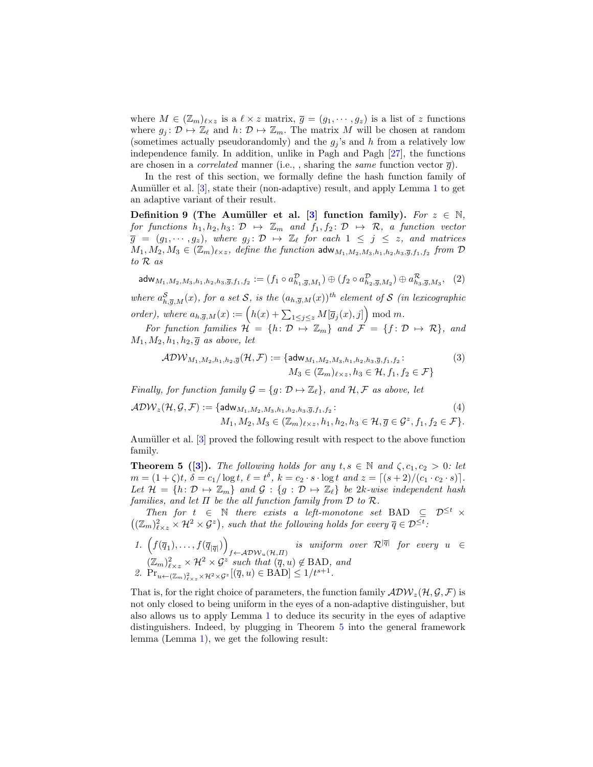where $M \in (\mathbb{Z}_m)_{\ell \times z}$ is a $\ell \times z$ matrix, $\overline{g} = (g_1, \cdots, g_z)$ is a list of $z$ functions where $g_j \colon \mathcal{D} \mapsto \mathbb{Z}_\ell$ and $h \colon \mathcal{D} \mapsto \mathbb{Z}_m$. The matrix $M$ will be chosen at random (sometimes actually pseudorandomly) and the $g_j$'s and $h$ from a relatively low independence family. In addition, unlike in Pagh and Pagh [27], the functions are chosen in a *correlated* manner (i.e., , sharing the *same* function vector $\overline{g}$).

In the rest of this section, we formally define the hash function family of Aumüller et al. [3], state their (non-adaptive) result, and apply Lemma 1 to get an adaptive variant of their result.

**Definition 9 (The Aumüller et al. [3] function family).** *For $z \in \mathbb{N}$, for functions $h_1, h_2, h_3 \colon \mathcal{D} \mapsto \mathbb{Z}_m$ and $f_1, f_2 \colon \mathcal{D} \mapsto \mathcal{R}$, a function vector $\overline{g} = (g_1, \cdots, g_z)$, where $g_j \colon \mathcal{D} \mapsto \mathbb{Z}_\ell$ for each $1 \leq j \leq z$, and matrices $M_1, M_2, M_3 \in (\mathbb{Z}_m)_{\ell \times z}$, define the function $\mathsf{adw}_{M_1,M_2,M_3,h_1,h_2,h_3,\overline{g},f_1,f_2}$ from $\mathcal{D}$ to $\mathcal{R}$ as*

$$\mathsf{adw}_{M_1,M_2,M_3,h_1,h_2,h_3,\overline{g},f_1,f_2} := (f_1 \circ a^{\mathcal{D}}_{h_1,\overline{g},M_1}) \oplus (f_2 \circ a^{\mathcal{D}}_{h_2,\overline{g},M_2}) \oplus a^{\mathcal{R}}_{h_3,\overline{g},M_3}, \quad (2)$$

*where $a^{\mathcal{S}}_{h,\overline{g},M}(x)$, for a set $\mathcal{S}$, is the $(a_{h,\overline{g},M}(x))^{th}$ element of $\mathcal{S}$ (in lexicographic order), where $a_{h,\overline{g},M}(x) := \left(h(x) + \sum_{1 \leq j \leq z} M[\overline{g}_j(x), j]\right) \bmod m$.*

*For function families $\mathcal{H} = \{h \colon \mathcal{D} \mapsto \mathbb{Z}_m\}$ and $\mathcal{F} = \{f \colon \mathcal{D} \mapsto \mathcal{R}\}$, and $M_1, M_2, h_1, h_2, \overline{g}$ as above, let*

$$\mathcal{ADW}_{M_1,M_2,h_1,h_2,\overline{g}}(\mathcal{H}, \mathcal{F}) := \{\mathsf{adw}_{M_1,M_2,M_3,h_1,h_2,h_3,\overline{g},f_1,f_2} \colon M_3 \in (\mathbb{Z}_m)_{\ell \times z}, h_3 \in \mathcal{H}, f_1, f_2 \in \mathcal{F}\} \quad (3)$$

*Finally, for function family $\mathcal{G} = \{g \colon \mathcal{D} \mapsto \mathbb{Z}_\ell\}$, and $\mathcal{H}, \mathcal{F}$ as above, let*

$$\mathcal{ADW}_z(\mathcal{H}, \mathcal{G}, \mathcal{F}) := \{\mathsf{adw}_{M_1,M_2,M_3,h_1,h_2,h_3,\overline{g},f_1,f_2} \colon M_1, M_2, M_3 \in (\mathbb{Z}_m)_{\ell \times z}, h_1, h_2, h_3 \in \mathcal{H}, \overline{g} \in \mathcal{G}^z, f_1, f_2 \in \mathcal{F}\}. \quad (4)$$

Aumüller et al. [3] proved the following result with respect to the above function family.

**Theorem 5 ([3]).** *The following holds for any $t, s \in \mathbb{N}$ and $\zeta, c_1, c_2 > 0$: let $m = (1+\zeta)t$, $\delta = c_1/\log t$, $\ell = t^\delta$, $k = c_2 \cdot s \cdot \log t$ and $z = \lceil (s+2)/(c_1 \cdot c_2 \cdot s) \rceil$. Let $\mathcal{H} = \{h \colon \mathcal{D} \mapsto \mathbb{Z}_m\}$ and $\mathcal{G} : \{g : \mathcal{D} \mapsto \mathbb{Z}_\ell\}$ be $2k$-wise independent hash families, and let $\Pi$ be the all function family from $\mathcal{D}$ to $\mathcal{R}$.*

*Then for $t \in \mathbb{N}$ there exists a left-monotone set $\mathrm{BAD} \subseteq \mathcal{D}^{\leq t} \times \left((\mathbb{Z}_m)^2_{\ell \times z} \times \mathcal{H}^2 \times \mathcal{G}^z\right)$, such that the following holds for every $\overline{q} \in \mathcal{D}^{\leq t}$:*

1. *$\left(f(\overline{q}_1), \ldots, f(\overline{q}_{|\overline{q}|})\right)_{f \leftarrow \mathcal{ADW}_u(\mathcal{H},\Pi)}$ is uniform over $\mathcal{R}^{|\overline{q}|}$ for every $u \in (\mathbb{Z}_m)^2_{\ell \times z} \times \mathcal{H}^2 \times \mathcal{G}^z$ such that $(\overline{q}, u) \notin \mathrm{BAD}$, and*
2. *$\Pr_{u \leftarrow (\mathbb{Z}_m)^2_{\ell \times z} \times \mathcal{H}^2 \times \mathcal{G}^z}[(\overline{q}, u) \in \mathrm{BAD}] \leq 1/t^{s+1}$.*

That is, for the right choice of parameters, the function family $\mathcal{ADW}_z(\mathcal{H}, \mathcal{G}, \mathcal{F})$ is not only closed to being uniform in the eyes of a non-adaptive distinguisher, but also allows us to apply Lemma 1 to deduce its security in the eyes of adaptive distinguishers. Indeed, by plugging in Theorem 5 into the general framework lemma (Lemma 1), we get the following result: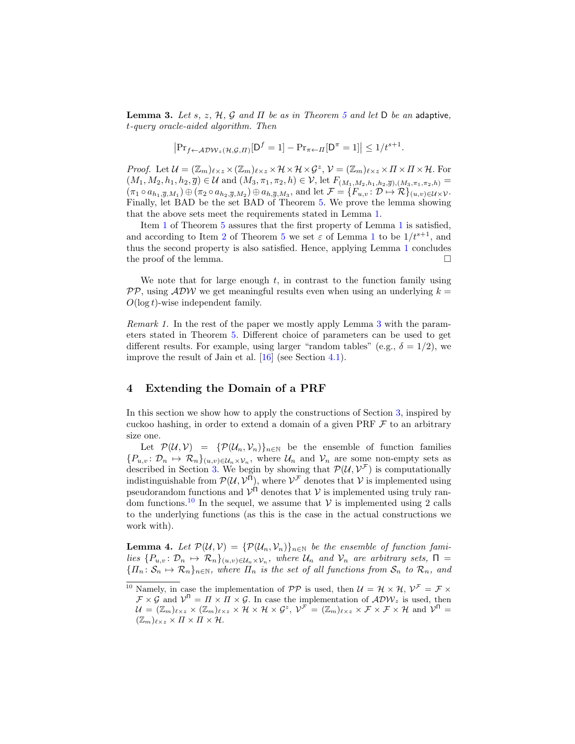**Lemma 3.** *Let $s$, $z$, $\mathcal{H}$, $\mathcal{G}$ and $\Pi$ be as in Theorem 5 and let* $\mathsf{D}$ *be an* adaptive*, $t$-query oracle-aided algorithm. Then*

$$\left|\Pr_{f \leftarrow \mathcal{ADW}_z(\mathcal{H},\mathcal{G},\Pi)}[\mathsf{D}^f = 1] - \Pr_{\pi \leftarrow \Pi}[\mathsf{D}^\pi = 1]\right| \leq 1/t^{s+1}.$$

*Proof.* Let $\mathcal{U} = (\mathbb{Z}_m)_{\ell \times z} \times (\mathbb{Z}_m)_{\ell \times z} \times \mathcal{H} \times \mathcal{H} \times \mathcal{G}^z$, $\mathcal{V} = (\mathbb{Z}_m)_{\ell \times z} \times \Pi \times \Pi \times \mathcal{H}$. For $(M_1, M_2, h_1, h_2, \overline{g}) \in \mathcal{U}$ and $(M_3, \pi_1, \pi_2, h) \in \mathcal{V}$, let $F_{(M_1,M_2,h_1,h_2,\overline{g}),(M_3,\pi_1,\pi_2,h)} = (\pi_1 \circ a_{h_1,\overline{g},M_1}) \oplus (\pi_2 \circ a_{h_2,\overline{g},M_2}) \oplus a_{h,\overline{g},M_3}$, and let $\mathcal{F} = \{F_{u,v} \colon \mathcal{D} \mapsto \mathcal{R}\}_{(u,v) \in \mathcal{U} \times \mathcal{V}}$. Finally, let BAD be the set BAD of Theorem 5. We prove the lemma showing that the above sets meet the requirements stated in Lemma 1.

Item 1 of Theorem 5 assures that the first property of Lemma 1 is satisfied, and according to Item 2 of Theorem 5 we set $\varepsilon$ of Lemma 1 to be $1/t^{s+1}$, and thus the second property is also satisfied. Hence, applying Lemma 1 concludes the proof of the lemma. □

We note that for large enough $t$, in contrast to the function family using $\mathcal{PP}$, using $\mathcal{ADW}$ we get meaningful results even when using an underlying $k = O(\log t)$-wise independent family.

*Remark 1.* In the rest of the paper we mostly apply Lemma 3 with the parameters stated in Theorem 5. Different choice of parameters can be used to get different results. For example, using larger "random tables" (e.g., $\delta = 1/2$), we improve the result of Jain et al. [16] (see Section 4.1).

## 4 Extending the Domain of a PRF

In this section we show how to apply the constructions of Section 3, inspired by cuckoo hashing, in order to extend a domain of a given PRF $\mathcal{F}$ to an arbitrary size one.

Let $\mathcal{P}(\mathcal{U}, \mathcal{V}) = \{\mathcal{P}(\mathcal{U}_n, \mathcal{V}_n)\}_{n \in \mathbb{N}}$ be the ensemble of function families $\{P_{u,v} \colon \mathcal{D}_n \mapsto \mathcal{R}_n\}_{(u,v) \in \mathcal{U}_n \times \mathcal{V}_n}$, where $\mathcal{U}_n$ and $\mathcal{V}_n$ are some non-empty sets as described in Section 3. We begin by showing that $\mathcal{P}(\mathcal{U}, \mathcal{V}^{\mathcal{F}})$ is computationally indistinguishable from $\mathcal{P}(\mathcal{U}, \mathcal{V}^{\Pi})$, where $\mathcal{V}^{\mathcal{F}}$ denotes that $\mathcal{V}$ is implemented using pseudorandom functions and $\mathcal{V}^{\Pi}$ denotes that $\mathcal{V}$ is implemented using truly random functions.[10] In the sequel, we assume that $\mathcal{V}$ is implemented using 2 calls to the underlying functions (as this is the case in the actual constructions we work with).

**Lemma 4.** *Let $\mathcal{P}(\mathcal{U}, \mathcal{V}) = \{\mathcal{P}(\mathcal{U}_n, \mathcal{V}_n)\}_{n \in \mathbb{N}}$ be the ensemble of function families $\{P_{u,v} \colon \mathcal{D}_n \mapsto \mathcal{R}_n\}_{(u,v) \in \mathcal{U}_n \times \mathcal{V}_n}$, where $\mathcal{U}_n$ and $\mathcal{V}_n$ are arbitrary sets, $\Pi = \{\Pi_n \colon \mathcal{S}_n \mapsto \mathcal{R}_n\}_{n \in \mathbb{N}}$, where $\Pi_n$ is the set of all functions from $\mathcal{S}_n$ to $\mathcal{R}_n$, and*

[10] Namely, in case the implementation of $\mathcal{PP}$ is used, then $\mathcal{U} = \mathcal{H} \times \mathcal{H}$, $\mathcal{V}^{\mathcal{F}} = \mathcal{F} \times \mathcal{F} \times \mathcal{G}$ and $\mathcal{V}^{\Pi} = \Pi \times \Pi \times \mathcal{G}$. In case the implementation of $\mathcal{ADW}_z$ is used, then $\mathcal{U} = (\mathbb{Z}_m)_{\ell \times z} \times (\mathbb{Z}_m)_{\ell \times z} \times \mathcal{H} \times \mathcal{H} \times \mathcal{G}^z$, $\mathcal{V}^{\mathcal{F}} = (\mathbb{Z}_m)_{\ell \times z} \times \mathcal{F} \times \mathcal{F} \times \mathcal{H}$ and $\mathcal{V}^{\Pi} = (\mathbb{Z}_m)_{\ell \times z} \times \Pi \times \Pi \times \mathcal{H}$.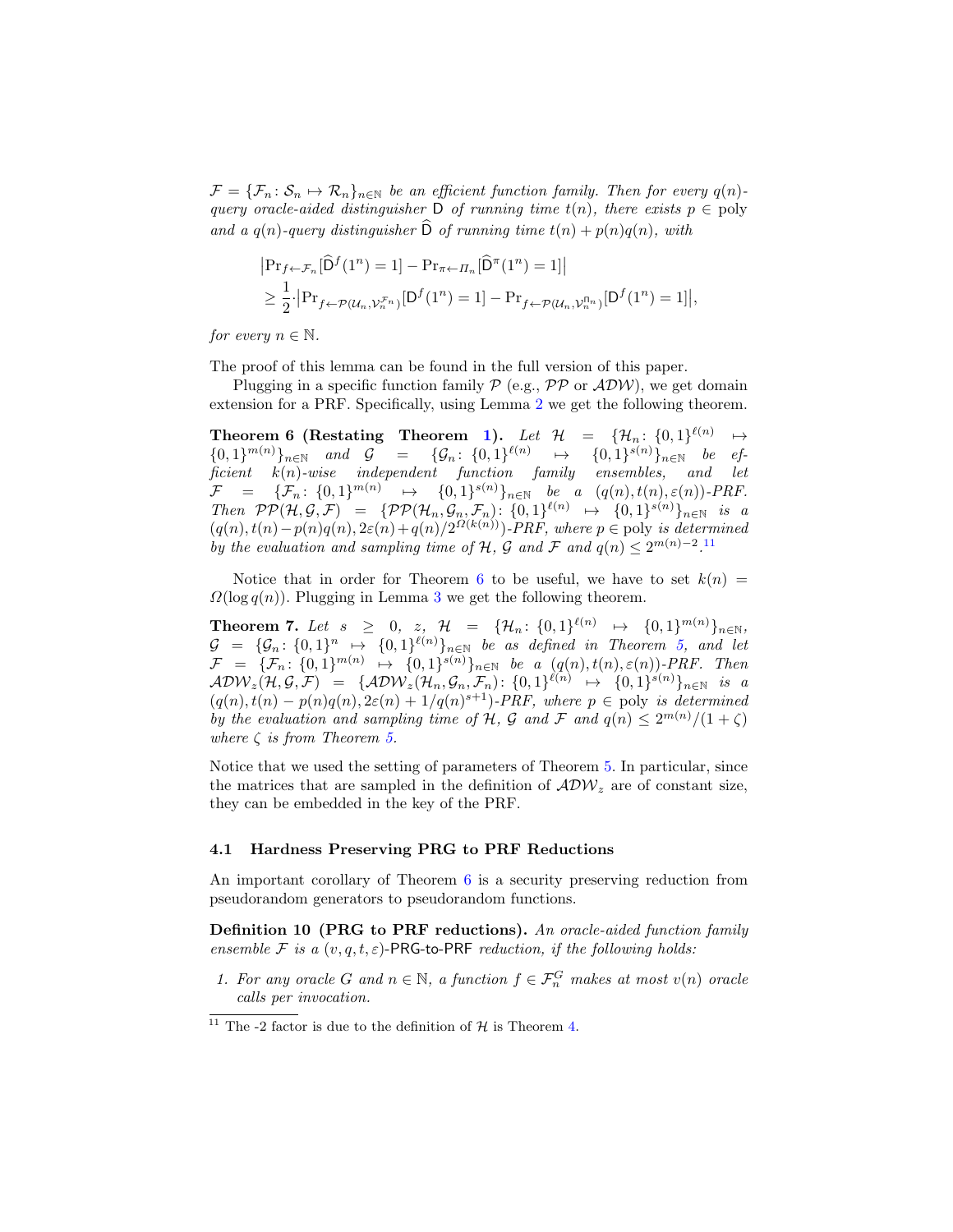$\mathcal{F} = \{\mathcal{F}_n : \mathcal{S}_n \mapsto \mathcal{R}_n\}_{n\in\mathbb{N}}$ *be an efficient function family. Then for every* $q(n)$*-query oracle-aided distinguisher* $\mathsf{D}$ *of running time* $t(n)$*, there exists* $p \in \operatorname{poly}$ *and a* $q(n)$*-query distinguisher* $\widehat{\mathsf{D}}$ *of running time* $t(n) + p(n)q(n)$*, with*

$$\begin{aligned}
&\left|\Pr_{f\leftarrow\mathcal{F}_n}[\widehat{\mathsf{D}}^f(1^n) = 1] - \Pr_{\pi\leftarrow\Pi_n}[\widehat{\mathsf{D}}^\pi(1^n) = 1]\right| \\
&\geq \frac{1}{2}\cdot\left|\Pr_{f\leftarrow\mathcal{P}(\mathcal{U}_n,\mathcal{V}_n^{\mathcal{F}_n})}[\mathsf{D}^f(1^n) = 1] - \Pr_{f\leftarrow\mathcal{P}(\mathcal{U}_n,\mathcal{V}_n^{\Pi_n})}[\mathsf{D}^f(1^n) = 1]\right|,
\end{aligned}$$

*for every* $n \in \mathbb{N}$.

The proof of this lemma can be found in the full version of this paper.

Plugging in a specific function family $\mathcal{P}$ (e.g., $\mathcal{PP}$ or $\mathcal{ADW}$), we get domain extension for a PRF. Specifically, using Lemma 2 we get the following theorem.

**Theorem 6 (Restating Theorem 1).** *Let* $\mathcal{H} = \{\mathcal{H}_n : \{0,1\}^{\ell(n)} \mapsto \{0,1\}^{m(n)}\}_{n\in\mathbb{N}}$ *and* $\mathcal{G} = \{\mathcal{G}_n : \{0,1\}^{\ell(n)} \mapsto \{0,1\}^{s(n)}\}_{n\in\mathbb{N}}$ *be efficient* $k(n)$*-wise independent function family ensembles, and let* $\mathcal{F} = \{\mathcal{F}_n : \{0,1\}^{m(n)} \mapsto \{0,1\}^{s(n)}\}_{n\in\mathbb{N}}$ *be a* $(q(n), t(n), \varepsilon(n))$*-PRF. Then* $\mathcal{PP}(\mathcal{H},\mathcal{G},\mathcal{F}) = \{\mathcal{PP}(\mathcal{H}_n,\mathcal{G}_n,\mathcal{F}_n) : \{0,1\}^{\ell(n)} \mapsto \{0,1\}^{s(n)}\}_{n\in\mathbb{N}}$ *is a* $(q(n), t(n) - p(n)q(n), 2\varepsilon(n) + q(n)/2^{\Omega(k(n))})$*-PRF, where* $p \in \operatorname{poly}$ *is determined by the evaluation and sampling time of* $\mathcal{H}$*,* $\mathcal{G}$ *and* $\mathcal{F}$ *and* $q(n) \leq 2^{m(n)-2}$*.*[11]

Notice that in order for Theorem 6 to be useful, we have to set $k(n) = \Omega(\log q(n))$. Plugging in Lemma 3 we get the following theorem.

**Theorem 7.** *Let* $s \geq 0$*,* $z$*,* $\mathcal{H} = \{\mathcal{H}_n : \{0,1\}^{\ell(n)} \mapsto \{0,1\}^{m(n)}\}_{n\in\mathbb{N}}$*,* $\mathcal{G} = \{\mathcal{G}_n : \{0,1\}^n \mapsto \{0,1\}^{\ell(n)}\}_{n\in\mathbb{N}}$ *be as defined in Theorem 5, and let* $\mathcal{F} = \{\mathcal{F}_n : \{0,1\}^{m(n)} \mapsto \{0,1\}^{s(n)}\}_{n\in\mathbb{N}}$ *be a* $(q(n), t(n), \varepsilon(n))$*-PRF. Then* $\mathcal{ADW}_z(\mathcal{H},\mathcal{G},\mathcal{F}) = \{\mathcal{ADW}_z(\mathcal{H}_n,\mathcal{G}_n,\mathcal{F}_n) : \{0,1\}^{\ell(n)} \mapsto \{0,1\}^{s(n)}\}_{n\in\mathbb{N}}$ *is a* $(q(n), t(n) - p(n)q(n), 2\varepsilon(n) + 1/q(n)^{s+1})$*-PRF, where* $p \in \operatorname{poly}$ *is determined by the evaluation and sampling time of* $\mathcal{H}$*,* $\mathcal{G}$ *and* $\mathcal{F}$ *and* $q(n) \leq 2^{m(n)}/(1+\zeta)$ *where* $\zeta$ *is from Theorem 5.*

Notice that we used the setting of parameters of Theorem 5. In particular, since the matrices that are sampled in the definition of $\mathcal{ADW}_z$ are of constant size, they can be embedded in the key of the PRF.

### 4.1 Hardness Preserving PRG to PRF Reductions

An important corollary of Theorem 6 is a security preserving reduction from pseudorandom generators to pseudorandom functions.

**Definition 10 (PRG to PRF reductions).** *An oracle-aided function family ensemble* $\mathcal{F}$ *is a* $(v, q, t, \varepsilon)$*-*$\mathsf{PRG}$*-to-*$\mathsf{PRF}$ *reduction, if the following holds:*

1. *For any oracle* $G$ *and* $n \in \mathbb{N}$*, a function* $f \in \mathcal{F}_n^G$ *makes at most* $v(n)$ *oracle calls per invocation.*

[11] The -2 factor is due to the definition of $\mathcal{H}$ is Theorem 4.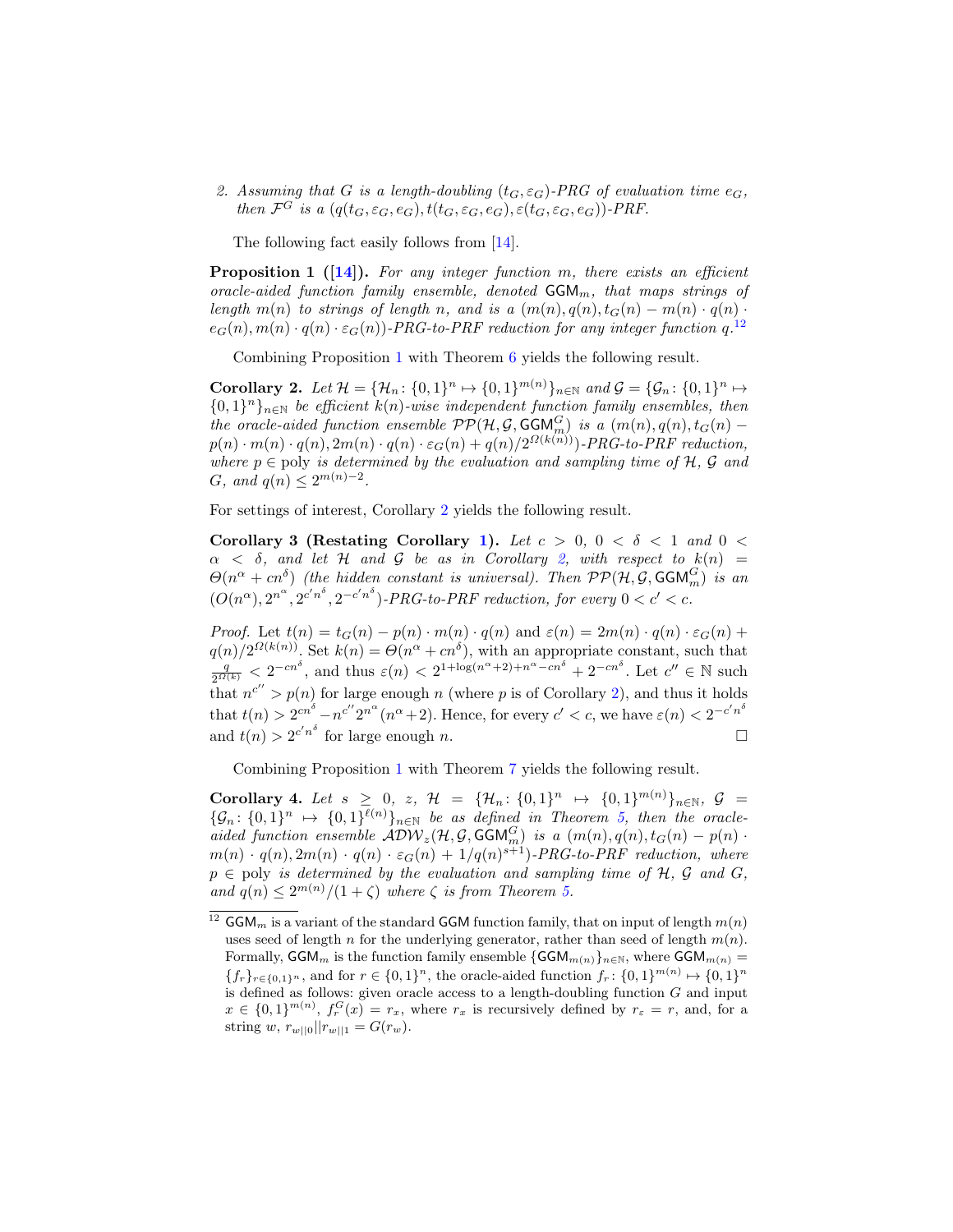2. *Assuming that $G$ is a length-doubling $(t_G, \varepsilon_G)$-PRG of evaluation time $e_G$, then $\mathcal{F}^G$ is a $(q(t_G, \varepsilon_G, e_G), t(t_G, \varepsilon_G, e_G), \varepsilon(t_G, \varepsilon_G, e_G))$-PRF.*

The following fact easily follows from [14].

**Proposition 1 ([14]).** *For any integer function $m$, there exists an efficient oracle-aided function family ensemble, denoted $\mathsf{GGM}_m$, that maps strings of length $m(n)$ to strings of length $n$, and is a $(m(n), q(n), t_G(n) - m(n) \cdot q(n) \cdot e_G(n), m(n) \cdot q(n) \cdot \varepsilon_G(n))$-PRG-to-PRF reduction for any integer function $q$.*[12]

Combining Proposition 1 with Theorem 6 yields the following result.

**Corollary 2.** *Let $\mathcal{H} = \{\mathcal{H}_n : \{0,1\}^n \mapsto \{0,1\}^{m(n)}\}_{n \in \mathbb{N}}$ and $\mathcal{G} = \{\mathcal{G}_n : \{0,1\}^n \mapsto \{0,1\}^n\}_{n \in \mathbb{N}}$ be efficient $k(n)$-wise independent function family ensembles, then the oracle-aided function ensemble $\mathcal{PP}(\mathcal{H}, \mathcal{G}, \mathsf{GGM}_m^G)$ is a $(m(n), q(n), t_G(n) - p(n) \cdot m(n) \cdot q(n), 2m(n) \cdot q(n) \cdot \varepsilon_G(n) + q(n)/2^{\Omega(k(n))})$-PRG-to-PRF reduction, where $p \in \operatorname{poly}$ is determined by the evaluation and sampling time of $\mathcal{H}$, $\mathcal{G}$ and $G$, and $q(n) \leq 2^{m(n)-2}$.*

For settings of interest, Corollary 2 yields the following result.

**Corollary 3 (Restating Corollary 1).** *Let $c > 0$, $0 < \delta < 1$ and $0 < \alpha < \delta$, and let $\mathcal{H}$ and $\mathcal{G}$ be as in Corollary 2, with respect to $k(n) = \Theta(n^\alpha + cn^\delta)$ (the hidden constant is universal). Then $\mathcal{PP}(\mathcal{H}, \mathcal{G}, \mathsf{GGM}_m^G)$ is an $(O(n^\alpha), 2^{n^\alpha}, 2^{c'n^\delta}, 2^{-c'n^\delta})$-PRG-to-PRF reduction, for every $0 < c' < c$.*

*Proof.* Let $t(n) = t_G(n) - p(n) \cdot m(n) \cdot q(n)$ and $\varepsilon(n) = 2m(n) \cdot q(n) \cdot \varepsilon_G(n) + q(n)/2^{\Omega(k(n))}$. Set $k(n) = \Theta(n^\alpha + cn^\delta)$, with an appropriate constant, such that $\frac{q}{2^{\Omega(k)}} < 2^{-cn^\delta}$, and thus $\varepsilon(n) < 2^{1 + \log(n^\alpha + 2) + n^\alpha - cn^\delta} + 2^{-cn^\delta}$. Let $c'' \in \mathbb{N}$ such that $n^{c''} > p(n)$ for large enough $n$ (where $p$ is of Corollary 2), and thus it holds that $t(n) > 2^{cn^\delta} - n^{c''} 2^{n^\alpha}(n^\alpha + 2)$. Hence, for every $c' < c$, we have $\varepsilon(n) < 2^{-c'n^\delta}$ and $t(n) > 2^{c'n^\delta}$ for large enough $n$. $\square$

Combining Proposition 1 with Theorem 7 yields the following result.

**Corollary 4.** *Let $s \geq 0$, $z$, $\mathcal{H} = \{\mathcal{H}_n : \{0,1\}^n \mapsto \{0,1\}^{m(n)}\}_{n \in \mathbb{N}}$, $\mathcal{G} = \{\mathcal{G}_n : \{0,1\}^n \mapsto \{0,1\}^{\ell(n)}\}_{n \in \mathbb{N}}$ be as defined in Theorem 5, then the oracle-aided function ensemble $\mathcal{ADW}_z(\mathcal{H}, \mathcal{G}, \mathsf{GGM}_m^G)$ is a $(m(n), q(n), t_G(n) - p(n) \cdot m(n) \cdot q(n), 2m(n) \cdot q(n) \cdot \varepsilon_G(n) + 1/q(n)^{s+1})$-PRG-to-PRF reduction, where $p \in \operatorname{poly}$ is determined by the evaluation and sampling time of $\mathcal{H}$, $\mathcal{G}$ and $G$, and $q(n) \leq 2^{m(n)}/(1 + \zeta)$ where $\zeta$ is from Theorem 5.*

---

[12] $\mathsf{GGM}_m$ is a variant of the standard $\mathsf{GGM}$ function family, that on input of length $m(n)$ uses seed of length $n$ for the underlying generator, rather than seed of length $m(n)$. Formally, $\mathsf{GGM}_m$ is the function family ensemble $\{\mathsf{GGM}_{m(n)}\}_{n \in \mathbb{N}}$, where $\mathsf{GGM}_{m(n)} = \{f_r\}_{r \in \{0,1\}^n}$, and for $r \in \{0,1\}^n$, the oracle-aided function $f_r : \{0,1\}^{m(n)} \mapsto \{0,1\}^n$ is defined as follows: given oracle access to a length-doubling function $G$ and input $x \in \{0,1\}^{m(n)}$, $f_r^G(x) = r_x$, where $r_x$ is recursively defined by $r_\varepsilon = r$, and, for a string $w$, $r_{w||0} || r_{w||1} = G(r_w)$.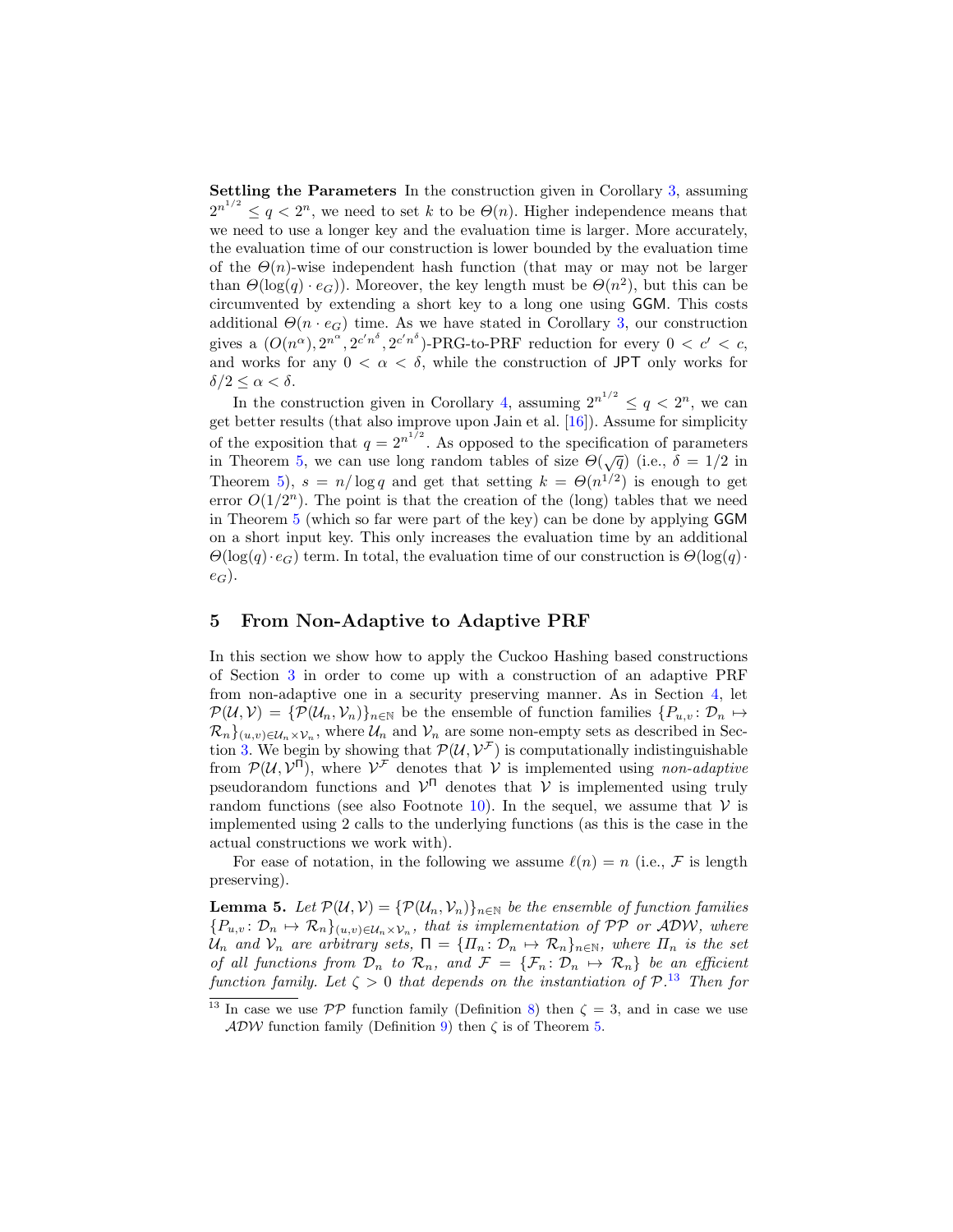**Settling the Parameters** In the construction given in Corollary 3, assuming $2^{n^{1/2}} \leq q < 2^n$, we need to set $k$ to be $\Theta(n)$. Higher independence means that we need to use a longer key and the evaluation time is larger. More accurately, the evaluation time of our construction is lower bounded by the evaluation time of the $\Theta(n)$-wise independent hash function (that may or may not be larger than $\Theta(\log(q) \cdot e_G)$). Moreover, the key length must be $\Theta(n^2)$, but this can be circumvented by extending a short key to a long one using GGM. This costs additional $\Theta(n \cdot e_G)$ time. As we have stated in Corollary 3, our construction gives a $(O(n^\alpha), 2^{n^\alpha}, 2^{c' n^\delta}, 2^{c' n^\delta})$-PRG-to-PRF reduction for every $0 < c' < c$, and works for any $0 < \alpha < \delta$, while the construction of JPT only works for $\delta/2 \leq \alpha < \delta$.

In the construction given in Corollary 4, assuming $2^{n^{1/2}} \leq q < 2^n$, we can get better results (that also improve upon Jain et al. [16]). Assume for simplicity of the exposition that $q = 2^{n^{1/2}}$. As opposed to the specification of parameters in Theorem 5, we can use long random tables of size $\Theta(\sqrt{q})$ (i.e., $\delta = 1/2$ in Theorem 5), $s = n/\log q$ and get that setting $k = \Theta(n^{1/2})$ is enough to get error $O(1/2^n)$. The point is that the creation of the (long) tables that we need in Theorem 5 (which so far were part of the key) can be done by applying GGM on a short input key. This only increases the evaluation time by an additional $\Theta(\log(q) \cdot e_G)$ term. In total, the evaluation time of our construction is $\Theta(\log(q) \cdot e_G)$.

## 5 From Non-Adaptive to Adaptive PRF

In this section we show how to apply the Cuckoo Hashing based constructions of Section 3 in order to come up with a construction of an adaptive PRF from non-adaptive one in a security preserving manner. As in Section 4, let $\mathcal{P}(\mathcal{U}, \mathcal{V}) = \{\mathcal{P}(\mathcal{U}_n, \mathcal{V}_n)\}_{n \in \mathbb{N}}$ be the ensemble of function families $\{P_{u,v} \colon \mathcal{D}_n \mapsto \mathcal{R}_n\}_{(u,v) \in \mathcal{U}_n \times \mathcal{V}_n}$, where $\mathcal{U}_n$ and $\mathcal{V}_n$ are some non-empty sets as described in Section 3. We begin by showing that $\mathcal{P}(\mathcal{U}, \mathcal{V}^{\mathcal{F}})$ is computationally indistinguishable from $\mathcal{P}(\mathcal{U}, \mathcal{V}^{\Pi})$, where $\mathcal{V}^{\mathcal{F}}$ denotes that $\mathcal{V}$ is implemented using *non-adaptive* pseudorandom functions and $\mathcal{V}^{\Pi}$ denotes that $\mathcal{V}$ is implemented using truly random functions (see also Footnote 10). In the sequel, we assume that $\mathcal{V}$ is implemented using 2 calls to the underlying functions (as this is the case in the actual constructions we work with).

For ease of notation, in the following we assume $\ell(n) = n$ (i.e., $\mathcal{F}$ is length preserving).

**Lemma 5.** *Let $\mathcal{P}(\mathcal{U}, \mathcal{V}) = \{\mathcal{P}(\mathcal{U}_n, \mathcal{V}_n)\}_{n \in \mathbb{N}}$ be the ensemble of function families $\{P_{u,v} \colon \mathcal{D}_n \mapsto \mathcal{R}_n\}_{(u,v) \in \mathcal{U}_n \times \mathcal{V}_n}$, that is implementation of $\mathcal{PP}$ or $\mathcal{ADW}$, where $\mathcal{U}_n$ and $\mathcal{V}_n$ are arbitrary sets, $\Pi = \{\Pi_n \colon \mathcal{D}_n \mapsto \mathcal{R}_n\}_{n \in \mathbb{N}}$, where $\Pi_n$ is the set of all functions from $\mathcal{D}_n$ to $\mathcal{R}_n$, and $\mathcal{F} = \{\mathcal{F}_n \colon \mathcal{D}_n \mapsto \mathcal{R}_n\}$ be an efficient function family. Let $\zeta > 0$ that depends on the instantiation of $\mathcal{P}$.*[13] *Then for*

[13] In case we use $\mathcal{PP}$ function family (Definition 8) then $\zeta = 3$, and in case we use $\mathcal{ADW}$ function family (Definition 9) then $\zeta$ is of Theorem 5.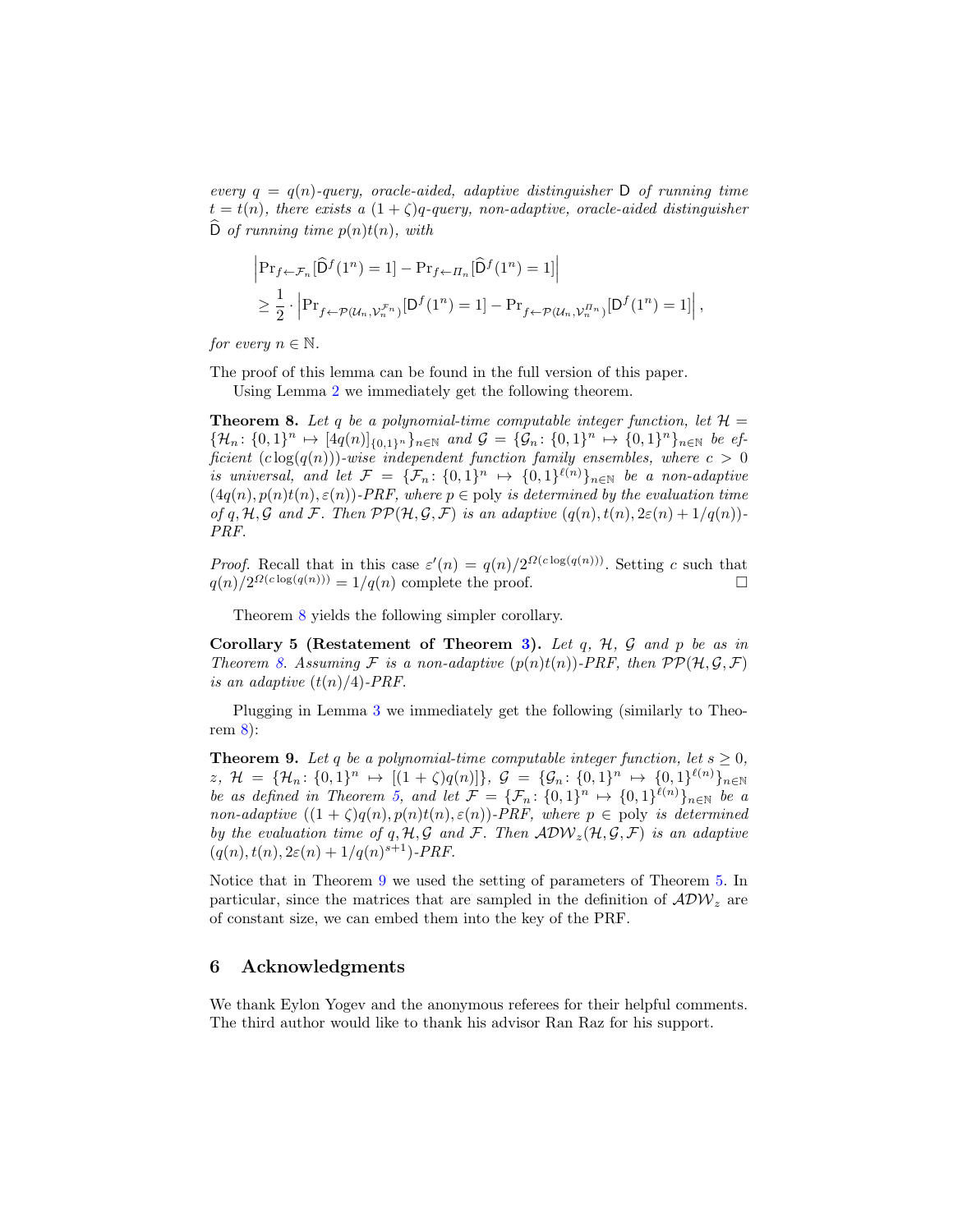*every $q = q(n)$-query, oracle-aided, adaptive distinguisher $\mathsf{D}$ of running time $t = t(n)$, there exists a $(1+\zeta)q$-query, non-adaptive, oracle-aided distinguisher $\widehat{\mathsf{D}}$ of running time $p(n)t(n)$, with*

$$\begin{aligned}
&\left|\Pr_{f\leftarrow\mathcal{F}_n}[\widehat{\mathsf{D}}^f(1^n)=1] - \Pr_{f\leftarrow\Pi_n}[\widehat{\mathsf{D}}^f(1^n)=1]\right| \\
&\geq \frac{1}{2}\cdot\left|\Pr_{f\leftarrow\mathcal{P}(\mathcal{U}_n,\mathcal{V}_n^{\mathcal{F}_n})}[\mathsf{D}^f(1^n)=1] - \Pr_{f\leftarrow\mathcal{P}(\mathcal{U}_n,\mathcal{V}_n^{\Pi_n})}[\mathsf{D}^f(1^n)=1]\right|,
\end{aligned}$$

*for every $n \in \mathbb{N}$.*

The proof of this lemma can be found in the full version of this paper.

Using Lemma 2 we immediately get the following theorem.

**Theorem 8.** *Let $q$ be a polynomial-time computable integer function, let $\mathcal{H} = \{\mathcal{H}_n\colon \{0,1\}^n \mapsto [4q(n)]_{\{0,1\}^n}\}_{n\in\mathbb{N}}$ and $\mathcal{G} = \{\mathcal{G}_n\colon \{0,1\}^n \mapsto \{0,1\}^n\}_{n\in\mathbb{N}}$ be efficient $(c\log(q(n)))$-wise independent function family ensembles, where $c > 0$ is universal, and let $\mathcal{F} = \{\mathcal{F}_n\colon \{0,1\}^n \mapsto \{0,1\}^{\ell(n)}\}_{n\in\mathbb{N}}$ be a non-adaptive $(4q(n), p(n)t(n), \varepsilon(n))$-PRF, where $p \in \text{poly}$ is determined by the evaluation time of $q, \mathcal{H}, \mathcal{G}$ and $\mathcal{F}$. Then $\mathcal{PP}(\mathcal{H},\mathcal{G},\mathcal{F})$ is an adaptive $(q(n), t(n), 2\varepsilon(n) + 1/q(n))$-PRF.*

*Proof.* Recall that in this case $\varepsilon'(n) = q(n)/2^{\Omega(c\log(q(n)))}$. Setting $c$ such that $q(n)/2^{\Omega(c\log(q(n)))} = 1/q(n)$ complete the proof. □

Theorem 8 yields the following simpler corollary.

**Corollary 5 (Restatement of Theorem 3).** *Let $q$, $\mathcal{H}$, $\mathcal{G}$ and $p$ be as in Theorem 8. Assuming $\mathcal{F}$ is a non-adaptive $(p(n)t(n))$-PRF, then $\mathcal{PP}(\mathcal{H},\mathcal{G},\mathcal{F})$ is an adaptive $(t(n)/4)$-PRF.*

Plugging in Lemma 3 we immediately get the following (similarly to Theorem 8):

**Theorem 9.** *Let $q$ be a polynomial-time computable integer function, let $s \geq 0$, $z$, $\mathcal{H} = \{\mathcal{H}_n\colon \{0,1\}^n \mapsto [(1+\zeta)q(n)]\}$, $\mathcal{G} = \{\mathcal{G}_n\colon \{0,1\}^n \mapsto \{0,1\}^{\ell(n)}\}_{n\in\mathbb{N}}$ be as defined in Theorem 5, and let $\mathcal{F} = \{\mathcal{F}_n\colon \{0,1\}^n \mapsto \{0,1\}^{\ell(n)}\}_{n\in\mathbb{N}}$ be a non-adaptive $((1+\zeta)q(n), p(n)t(n), \varepsilon(n))$-PRF, where $p \in \text{poly}$ is determined by the evaluation time of $q, \mathcal{H}, \mathcal{G}$ and $\mathcal{F}$. Then $\mathcal{ADW}_z(\mathcal{H},\mathcal{G},\mathcal{F})$ is an adaptive $(q(n), t(n), 2\varepsilon(n) + 1/q(n)^{s+1})$-PRF.*

Notice that in Theorem 9 we used the setting of parameters of Theorem 5. In particular, since the matrices that are sampled in the definition of $\mathcal{ADW}_z$ are of constant size, we can embed them into the key of the PRF.

## 6 Acknowledgments

We thank Eylon Yogev and the anonymous referees for their helpful comments. The third author would like to thank his advisor Ran Raz for his support.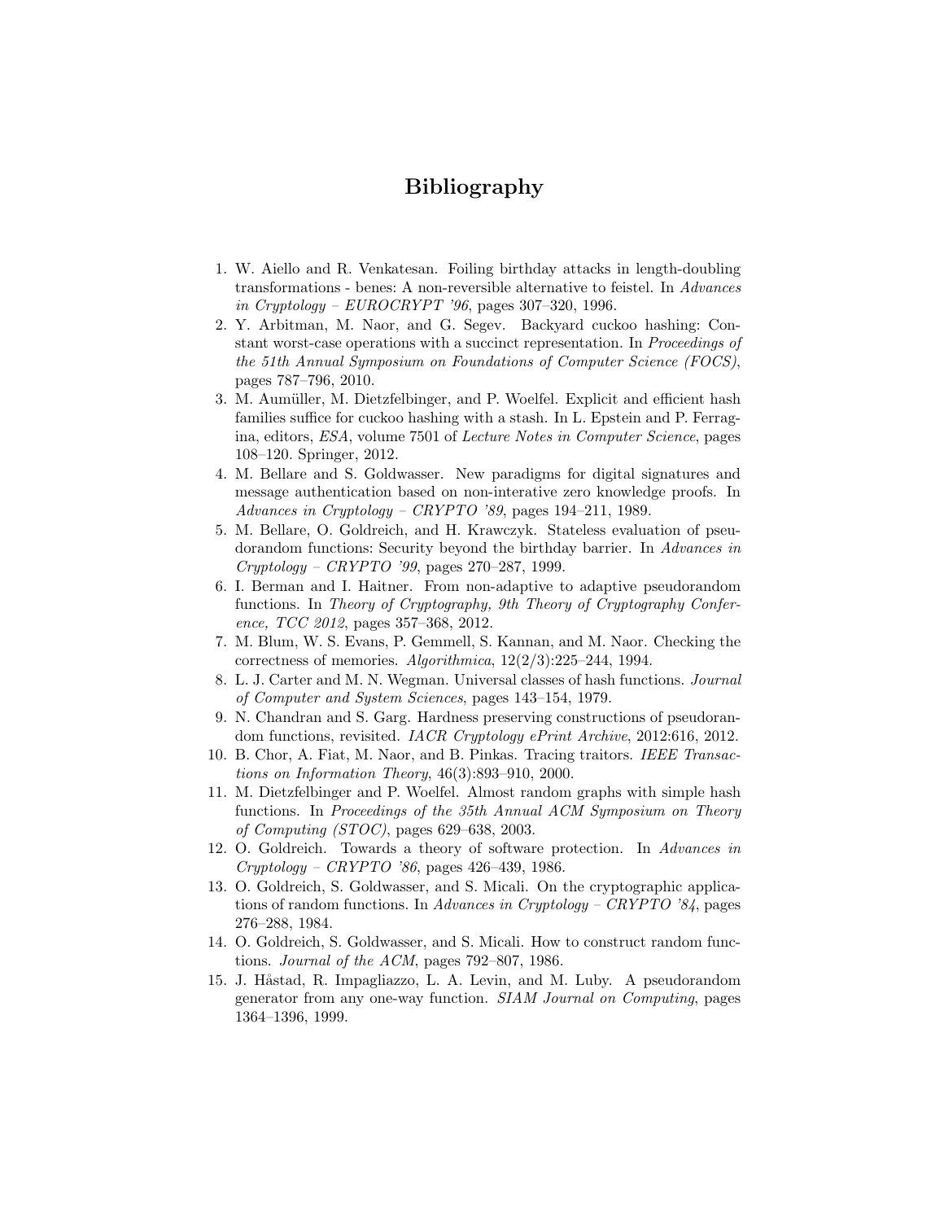# Bibliography

1. W. Aiello and R. Venkatesan. Foiling birthday attacks in length-doubling transformations - benes: A non-reversible alternative to feistel. In *Advances in Cryptology – EUROCRYPT '96*, pages 307–320, 1996.
2. Y. Arbitman, M. Naor, and G. Segev. Backyard cuckoo hashing: Constant worst-case operations with a succinct representation. In *Proceedings of the 51th Annual Symposium on Foundations of Computer Science (FOCS)*, pages 787–796, 2010.
3. M. Aumüller, M. Dietzfelbinger, and P. Woelfel. Explicit and efficient hash families suffice for cuckoo hashing with a stash. In L. Epstein and P. Ferragina, editors, *ESA*, volume 7501 of *Lecture Notes in Computer Science*, pages 108–120. Springer, 2012.
4. M. Bellare and S. Goldwasser. New paradigms for digital signatures and message authentication based on non-interative zero knowledge proofs. In *Advances in Cryptology – CRYPTO '89*, pages 194–211, 1989.
5. M. Bellare, O. Goldreich, and H. Krawczyk. Stateless evaluation of pseudorandom functions: Security beyond the birthday barrier. In *Advances in Cryptology – CRYPTO '99*, pages 270–287, 1999.
6. I. Berman and I. Haitner. From non-adaptive to adaptive pseudorandom functions. In *Theory of Cryptography, 9th Theory of Cryptography Conference, TCC 2012*, pages 357–368, 2012.
7. M. Blum, W. S. Evans, P. Gemmell, S. Kannan, and M. Naor. Checking the correctness of memories. *Algorithmica*, 12(2/3):225–244, 1994.
8. L. J. Carter and M. N. Wegman. Universal classes of hash functions. *Journal of Computer and System Sciences*, pages 143–154, 1979.
9. N. Chandran and S. Garg. Hardness preserving constructions of pseudorandom functions, revisited. *IACR Cryptology ePrint Archive*, 2012:616, 2012.
10. B. Chor, A. Fiat, M. Naor, and B. Pinkas. Tracing traitors. *IEEE Transactions on Information Theory*, 46(3):893–910, 2000.
11. M. Dietzfelbinger and P. Woelfel. Almost random graphs with simple hash functions. In *Proceedings of the 35th Annual ACM Symposium on Theory of Computing (STOC)*, pages 629–638, 2003.
12. O. Goldreich. Towards a theory of software protection. In *Advances in Cryptology – CRYPTO '86*, pages 426–439, 1986.
13. O. Goldreich, S. Goldwasser, and S. Micali. On the cryptographic applications of random functions. In *Advances in Cryptology – CRYPTO '84*, pages 276–288, 1984.
14. O. Goldreich, S. Goldwasser, and S. Micali. How to construct random functions. *Journal of the ACM*, pages 792–807, 1986.
15. J. Håstad, R. Impagliazzo, L. A. Levin, and M. Luby. A pseudorandom generator from any one-way function. *SIAM Journal on Computing*, pages 1364–1396, 1999.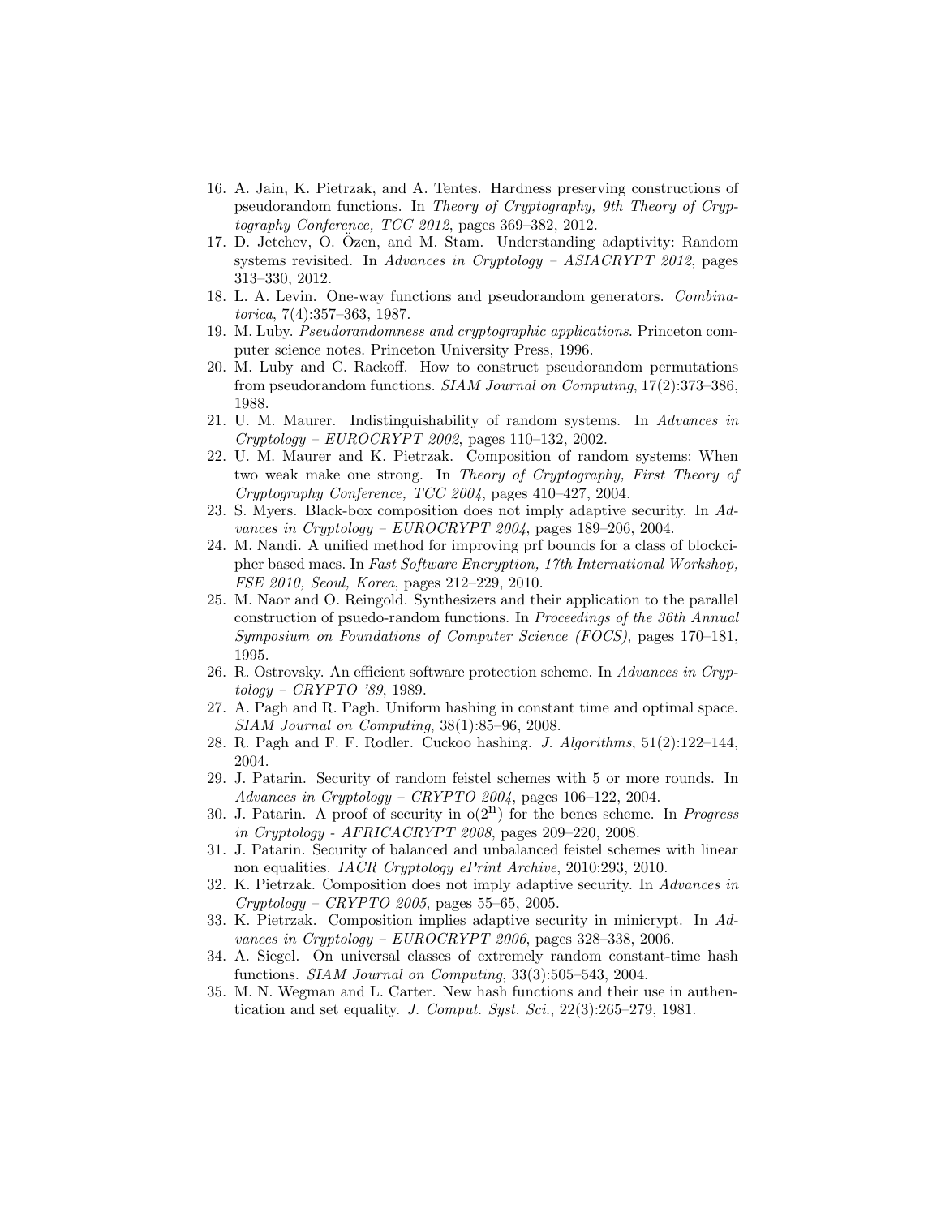16. A. Jain, K. Pietrzak, and A. Tentes. Hardness preserving constructions of pseudorandom functions. In *Theory of Cryptography, 9th Theory of Cryptography Conference, TCC 2012*, pages 369–382, 2012.
17. D. Jetchev, O. Özen, and M. Stam. Understanding adaptivity: Random systems revisited. In *Advances in Cryptology – ASIACRYPT 2012*, pages 313–330, 2012.
18. L. A. Levin. One-way functions and pseudorandom generators. *Combinatorica*, 7(4):357–363, 1987.
19. M. Luby. *Pseudorandomness and cryptographic applications*. Princeton computer science notes. Princeton University Press, 1996.
20. M. Luby and C. Rackoff. How to construct pseudorandom permutations from pseudorandom functions. *SIAM Journal on Computing*, 17(2):373–386, 1988.
21. U. M. Maurer. Indistinguishability of random systems. In *Advances in Cryptology – EUROCRYPT 2002*, pages 110–132, 2002.
22. U. M. Maurer and K. Pietrzak. Composition of random systems: When two weak make one strong. In *Theory of Cryptography, First Theory of Cryptography Conference, TCC 2004*, pages 410–427, 2004.
23. S. Myers. Black-box composition does not imply adaptive security. In *Advances in Cryptology – EUROCRYPT 2004*, pages 189–206, 2004.
24. M. Nandi. A unified method for improving prf bounds for a class of blockcipher based macs. In *Fast Software Encryption, 17th International Workshop, FSE 2010, Seoul, Korea*, pages 212–229, 2010.
25. M. Naor and O. Reingold. Synthesizers and their application to the parallel construction of psuedo-random functions. In *Proceedings of the 36th Annual Symposium on Foundations of Computer Science (FOCS)*, pages 170–181, 1995.
26. R. Ostrovsky. An efficient software protection scheme. In *Advances in Cryptology – CRYPTO '89*, 1989.
27. A. Pagh and R. Pagh. Uniform hashing in constant time and optimal space. *SIAM Journal on Computing*, 38(1):85–96, 2008.
28. R. Pagh and F. F. Rodler. Cuckoo hashing. *J. Algorithms*, 51(2):122–144, 2004.
29. J. Patarin. Security of random feistel schemes with 5 or more rounds. In *Advances in Cryptology – CRYPTO 2004*, pages 106–122, 2004.
30. J. Patarin. A proof of security in $o(2^n)$ for the benes scheme. In *Progress in Cryptology - AFRICACRYPT 2008*, pages 209–220, 2008.
31. J. Patarin. Security of balanced and unbalanced feistel schemes with linear non equalities. *IACR Cryptology ePrint Archive*, 2010:293, 2010.
32. K. Pietrzak. Composition does not imply adaptive security. In *Advances in Cryptology – CRYPTO 2005*, pages 55–65, 2005.
33. K. Pietrzak. Composition implies adaptive security in minicrypt. In *Advances in Cryptology – EUROCRYPT 2006*, pages 328–338, 2006.
34. A. Siegel. On universal classes of extremely random constant-time hash functions. *SIAM Journal on Computing*, 33(3):505–543, 2004.
35. M. N. Wegman and L. Carter. New hash functions and their use in authentication and set equality. *J. Comput. Syst. Sci.*, 22(3):265–279, 1981.